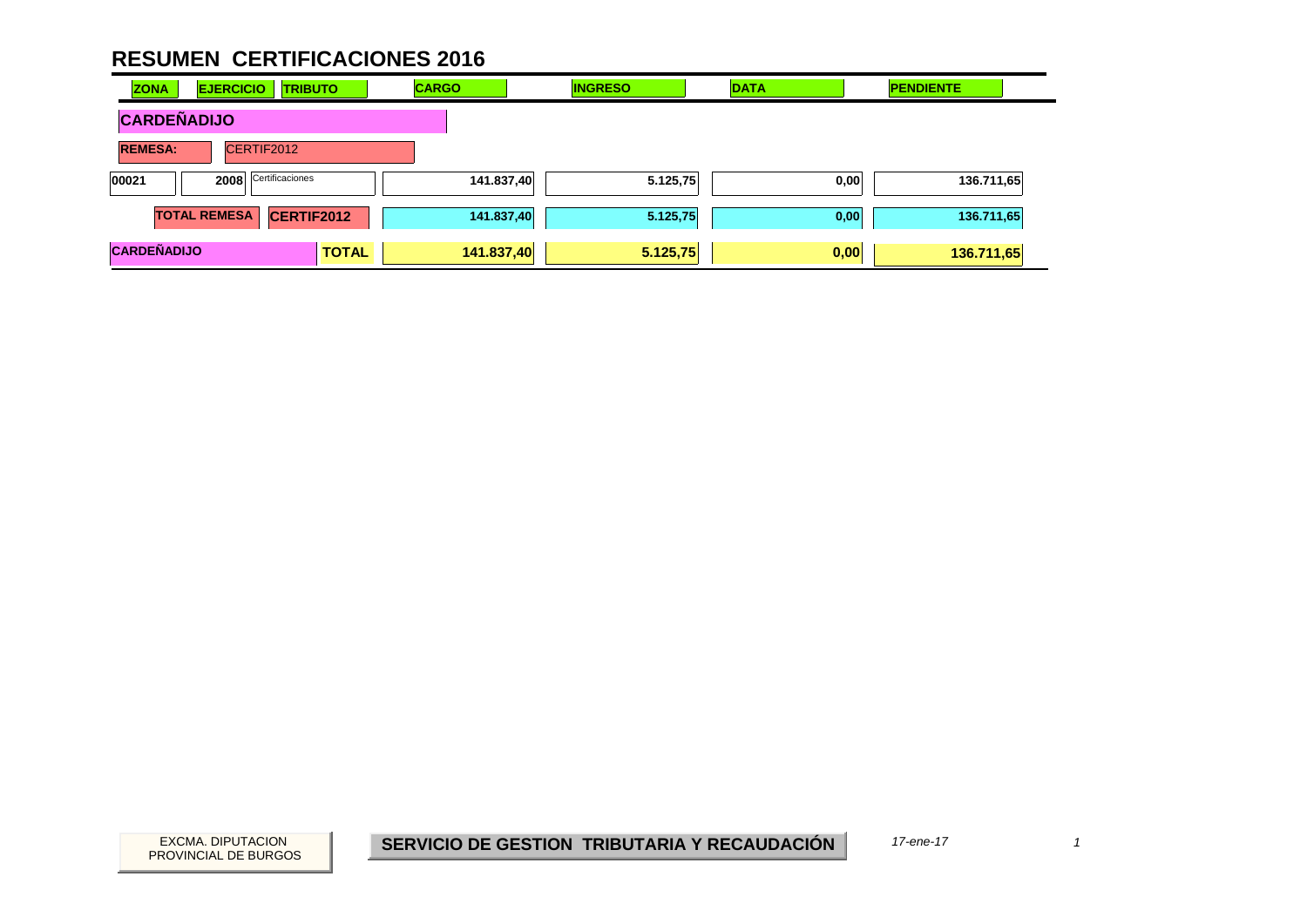# RESUMEN CERTIFICACIONES 2016

| ZONA | EJERCICIO | TRIBUTO | CARGO | INGRESO | DATA | PENDIENTE |
|---|---|---|---|---|---|---|
| **CARDEÑADIJO** | | | | | | |
| **REMESA:** | CERTIF2012 | | | | | |
| 00021 | 2008 | Certificaciones | 141.837,40 | 5.125,75 | 0,00 | 136.711,65 |
| **TOTAL REMESA** | | **CERTIF2012** | **141.837,40** | **5.125,75** | **0,00** | **136.711,65** |
| **CARDEÑADIJO** | | **TOTAL** | **141.837,40** | **5.125,75** | **0,00** | **136.711,65** |

EXCMA. DIPUTACION PROVINCIAL DE BURGOS

**SERVICIO DE GESTION TRIBUTARIA Y RECAUDACIÓN**

*17-ene-17*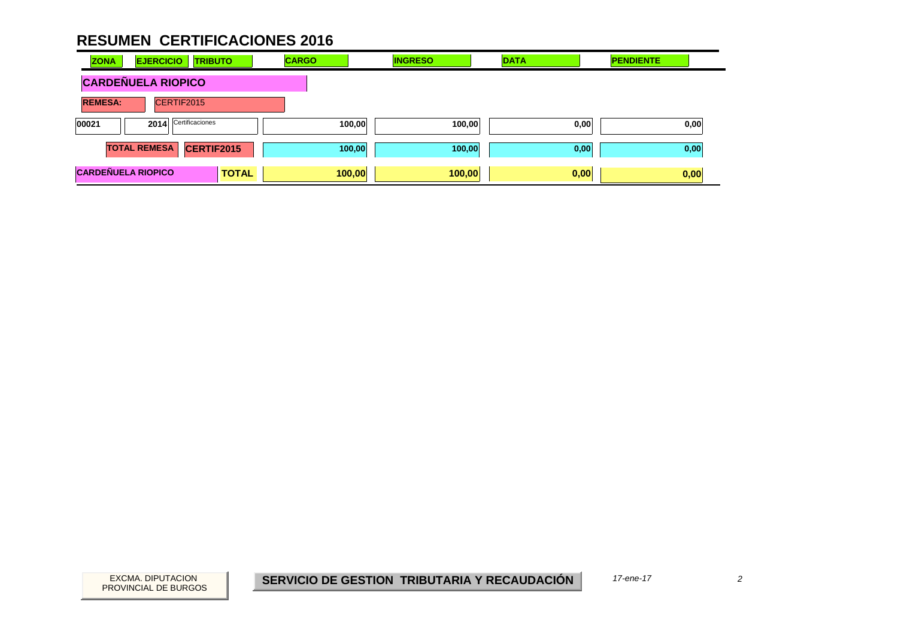# RESUMEN CERTIFICACIONES 2016

| ZONA | EJERCICIO | TRIBUTO | CARGO | INGRESO | DATA | PENDIENTE |
|---|---|---|---|---|---|---|
| **CARDEÑUELA RIOPICO** | | | | | | |
| **REMESA:** | CERTIF2015 | | | | | |
| 00021 | 2014 | Certificaciones | 100,00 | 100,00 | 0,00 | 0,00 |
| **TOTAL REMESA** | | **CERTIF2015** | **100,00** | **100,00** | **0,00** | **0,00** |
| **CARDEÑUELA RIOPICO** | | **TOTAL** | **100,00** | **100,00** | **0,00** | **0,00** |

EXCMA. DIPUTACION PROVINCIAL DE BURGOS

**SERVICIO DE GESTION TRIBUTARIA Y RECAUDACIÓN**

*17-ene-17*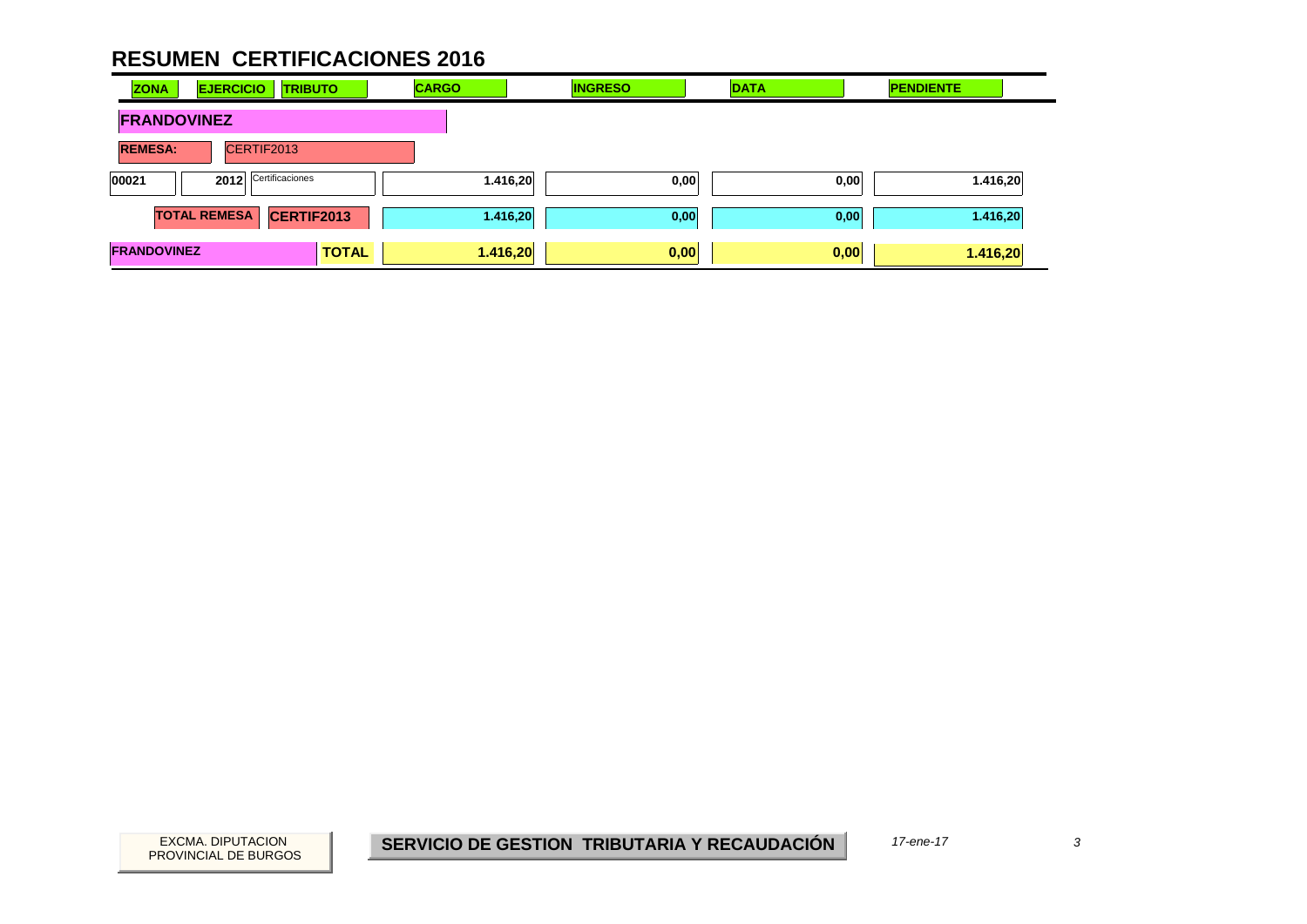# RESUMEN CERTIFICACIONES 2016

| ZONA | EJERCICIO | TRIBUTO | CARGO | INGRESO | DATA | PENDIENTE |
|---|---|---|---|---|---|---|
| **FRANDOVINEZ** | | | | | | |
| **REMESA:** | CERTIF2013 | | | | | |
| 00021 | 2012 | Certificaciones | 1.416,20 | 0,00 | 0,00 | 1.416,20 |
| | **TOTAL REMESA** | **CERTIF2013** | 1.416,20 | 0,00 | 0,00 | 1.416,20 |
| **FRANDOVINEZ** | | **TOTAL** | **1.416,20** | **0,00** | **0,00** | **1.416,20** |

EXCMA. DIPUTACION PROVINCIAL DE BURGOS

**SERVICIO DE GESTION TRIBUTARIA Y RECAUDACIÓN**

*17-ene-17*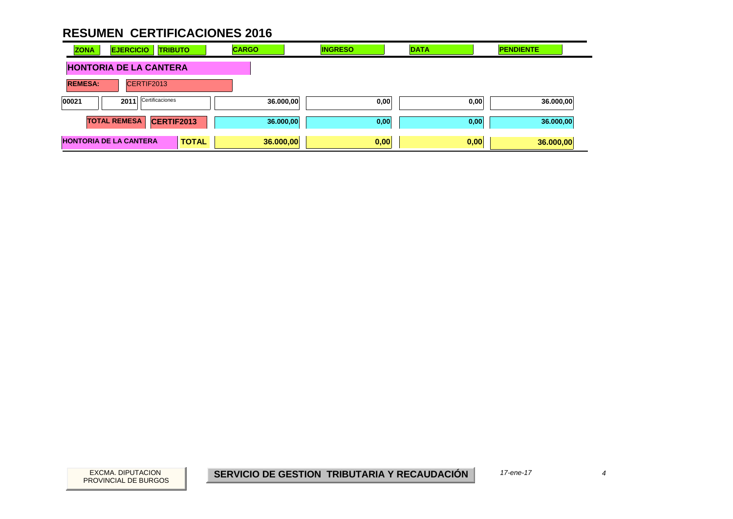# RESUMEN CERTIFICACIONES 2016

| ZONA | EJERCICIO | TRIBUTO | CARGO | INGRESO | DATA | PENDIENTE |
|---|---|---|---|---|---|---|
| **HONTORIA DE LA CANTERA** | | | | | | |
| **REMESA:** CERTIF2013 | | | | | | |
| 00021 | 2011 | Certificaciones | 36.000,00 | 0,00 | 0,00 | 36.000,00 |
| **TOTAL REMESA** | **CERTIF2013** | | **36.000,00** | **0,00** | **0,00** | **36.000,00** |
| **HONTORIA DE LA CANTERA** | | **TOTAL** | **36.000,00** | **0,00** | **0,00** | **36.000,00** |

EXCMA. DIPUTACION PROVINCIAL DE BURGOS

**SERVICIO DE GESTION TRIBUTARIA Y RECAUDACIÓN**

*17-ene-17*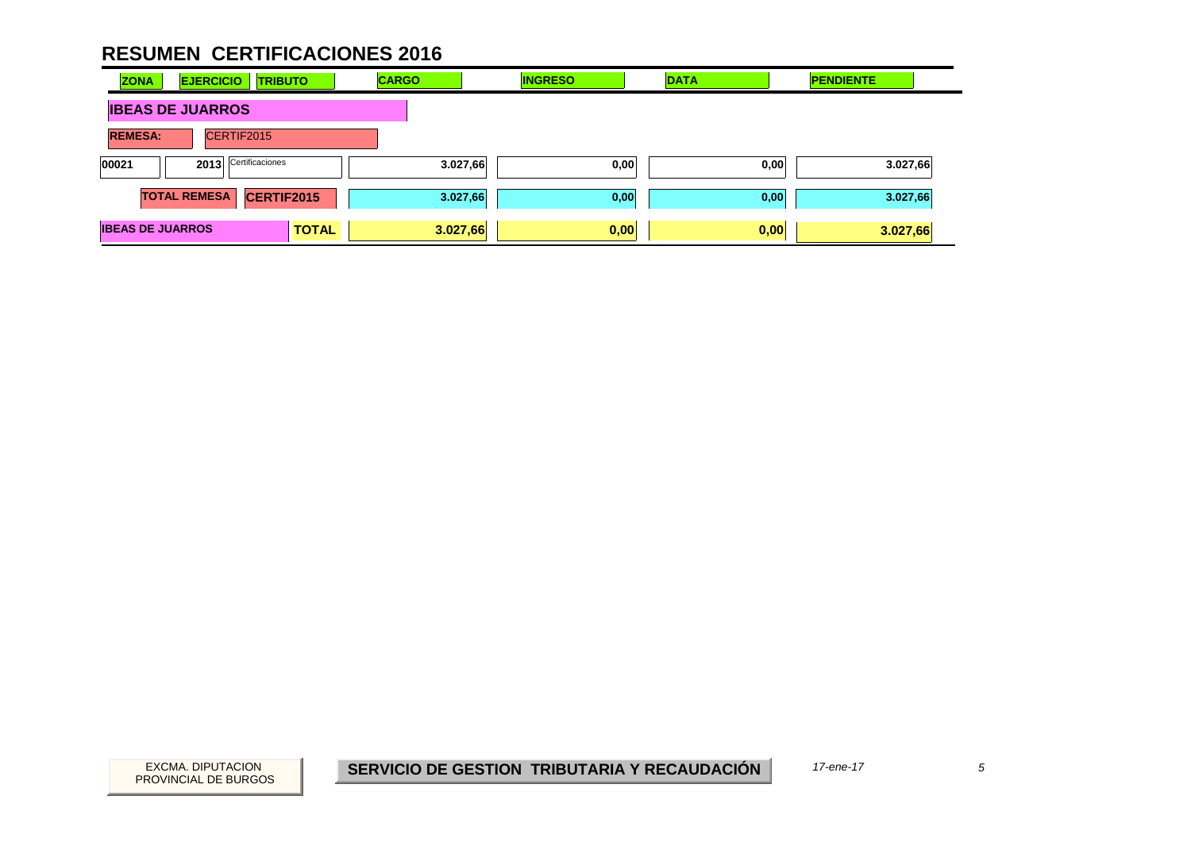# RESUMEN CERTIFICACIONES 2016

| ZONA | EJERCICIO | TRIBUTO | CARGO | INGRESO | DATA | PENDIENTE |
|---|---|---|---|---|---|---|
| **IBEAS DE JUARROS** | | | | | | |
| **REMESA:** | CERTIF2015 | | | | | |
| 00021 | 2013 | Certificaciones | 3.027,66 | 0,00 | 0,00 | 3.027,66 |
| | **TOTAL REMESA** | **CERTIF2015** | 3.027,66 | 0,00 | 0,00 | 3.027,66 |
| **IBEAS DE JUARROS** | | **TOTAL** | **3.027,66** | **0,00** | **0,00** | **3.027,66** |

EXCMA. DIPUTACION PROVINCIAL DE BURGOS

**SERVICIO DE GESTION TRIBUTARIA Y RECAUDACIÓN**

*17-ene-17*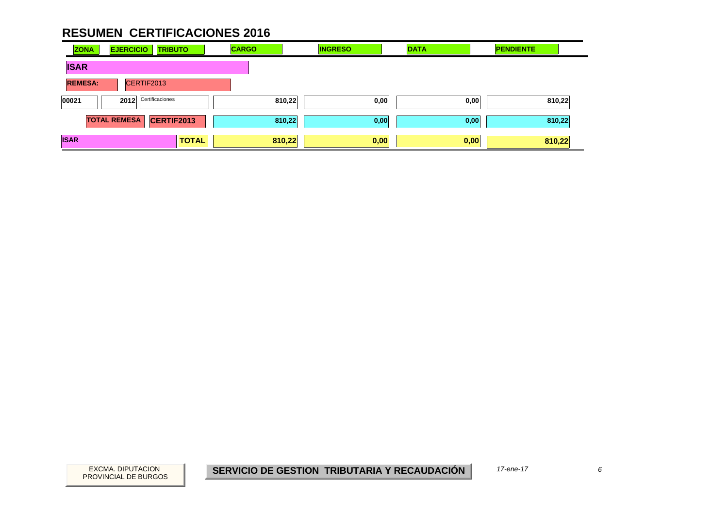# RESUMEN CERTIFICACIONES 2016

| ZONA | EJERCICIO | TRIBUTO | CARGO | INGRESO | DATA | PENDIENTE |
|---|---|---|---|---|---|---|
| **ISAR** | | | | | | |
| **REMESA:** | CERTIF2013 | | | | | |
| 00021 | 2012 | Certificaciones | 810,22 | 0,00 | 0,00 | 810,22 |
| | **TOTAL REMESA** | **CERTIF2013** | 810,22 | 0,00 | 0,00 | 810,22 |
| **ISAR** | | **TOTAL** | **810,22** | **0,00** | **0,00** | **810,22** |

EXCMA. DIPUTACION PROVINCIAL DE BURGOS

**SERVICIO DE GESTION TRIBUTARIA Y RECAUDACIÓN**

*17-ene-17*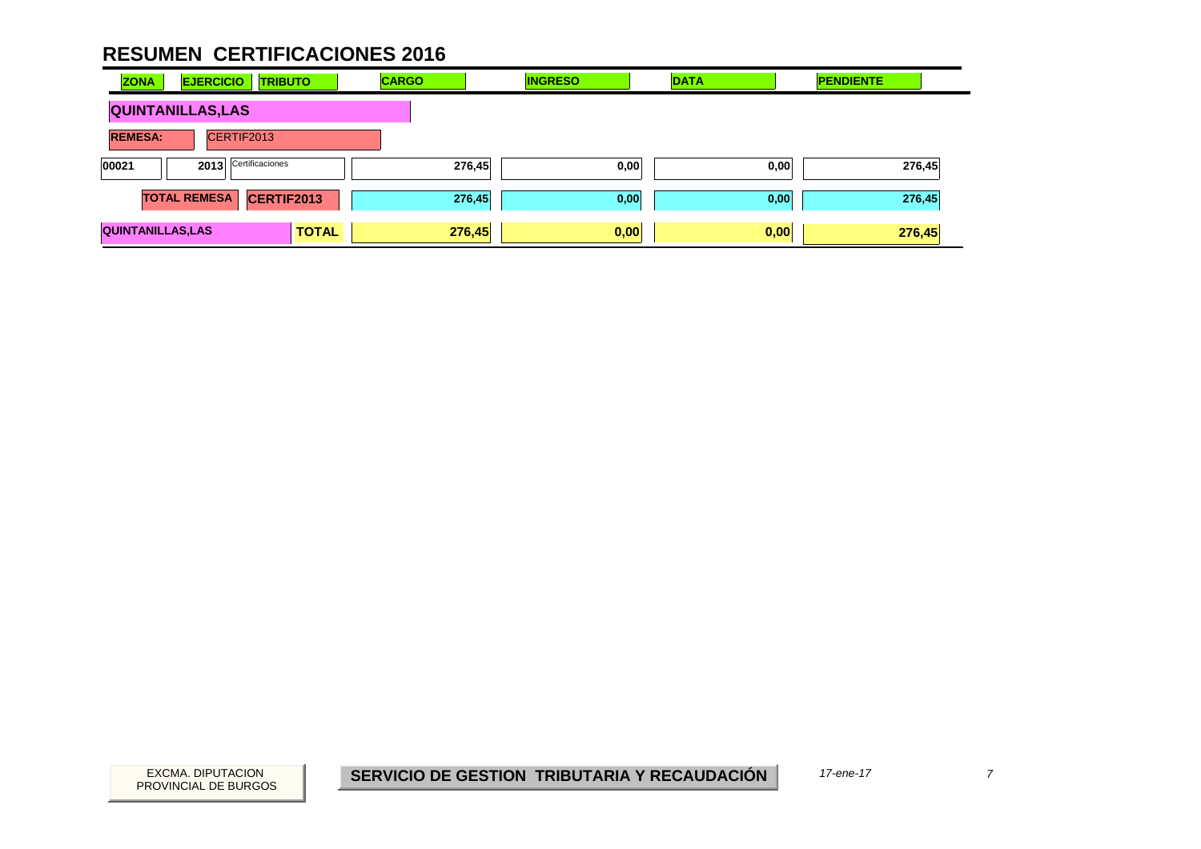# RESUMEN CERTIFICACIONES 2016

| ZONA | EJERCICIO | TRIBUTO | CARGO | INGRESO | DATA | PENDIENTE |
|---|---|---|---|---|---|---|
| **QUINTANILLAS,LAS** | | | | | | |
| **REMESA:** CERTIF2013 | | | | | | |
| 00021 | 2013 | Certificaciones | 276,45 | 0,00 | 0,00 | 276,45 |
| **TOTAL REMESA** | | **CERTIF2013** | **276,45** | **0,00** | **0,00** | **276,45** |
| **QUINTANILLAS,LAS** | | **TOTAL** | **276,45** | **0,00** | **0,00** | **276,45** |

EXCMA. DIPUTACION PROVINCIAL DE BURGOS

**SERVICIO DE GESTION TRIBUTARIA Y RECAUDACIÓN**

*17-ene-17*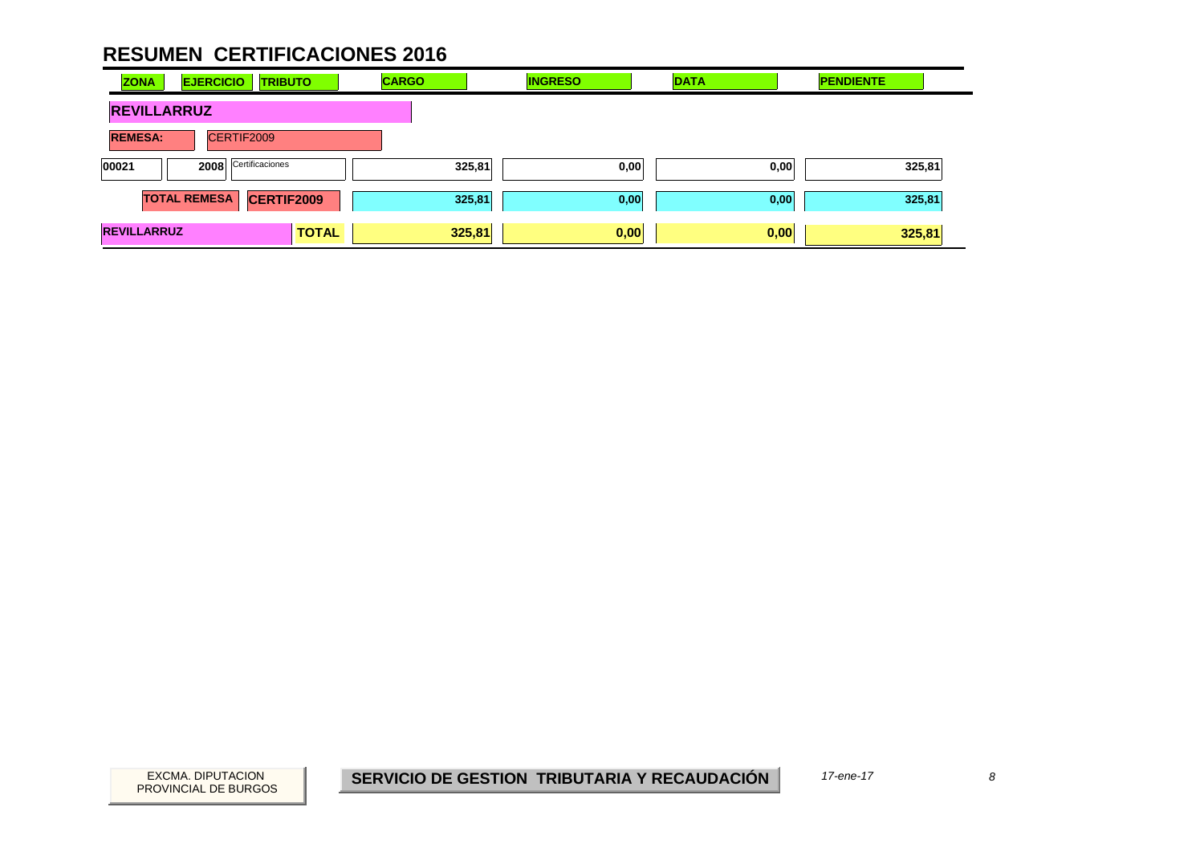# RESUMEN CERTIFICACIONES 2016

| ZONA | EJERCICIO | TRIBUTO | CARGO | INGRESO | DATA | PENDIENTE |
|---|---|---|---|---|---|---|
| **REVILLARRUZ** | | | | | | |
| **REMESA:** | CERTIF2009 | | | | | |
| 00021 | 2008 | Certificaciones | 325,81 | 0,00 | 0,00 | 325,81 |
| **TOTAL REMESA** | | **CERTIF2009** | 325,81 | 0,00 | 0,00 | 325,81 |
| **REVILLARRUZ** | | **TOTAL** | **325,81** | **0,00** | **0,00** | **325,81** |

EXCMA. DIPUTACION PROVINCIAL DE BURGOS

**SERVICIO DE GESTION TRIBUTARIA Y RECAUDACIÓN**

*17-ene-17*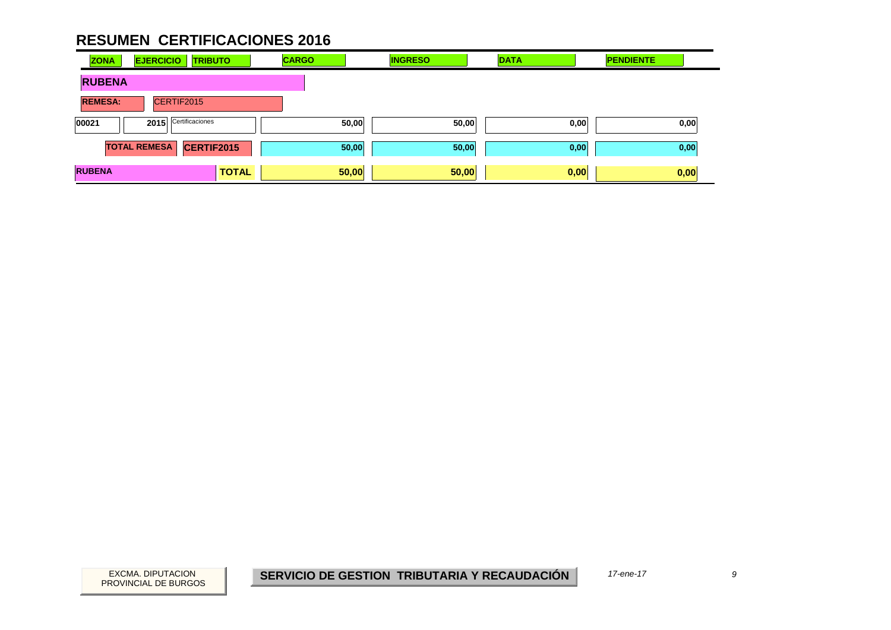# RESUMEN CERTIFICACIONES 2016

| ZONA | EJERCICIO | TRIBUTO | CARGO | INGRESO | DATA | PENDIENTE |
|---|---|---|---|---|---|---|
| **RUBENA** | | | | | | |
| **REMESA:** | CERTIF2015 | | | | | |
| 00021 | 2015 | Certificaciones | 50,00 | 50,00 | 0,00 | 0,00 |
| **TOTAL REMESA** | | **CERTIF2015** | **50,00** | **50,00** | **0,00** | **0,00** |
| **RUBENA** | | **TOTAL** | **50,00** | **50,00** | **0,00** | **0,00** |

EXCMA. DIPUTACION PROVINCIAL DE BURGOS

**SERVICIO DE GESTION TRIBUTARIA Y RECAUDACIÓN**

*17-ene-17*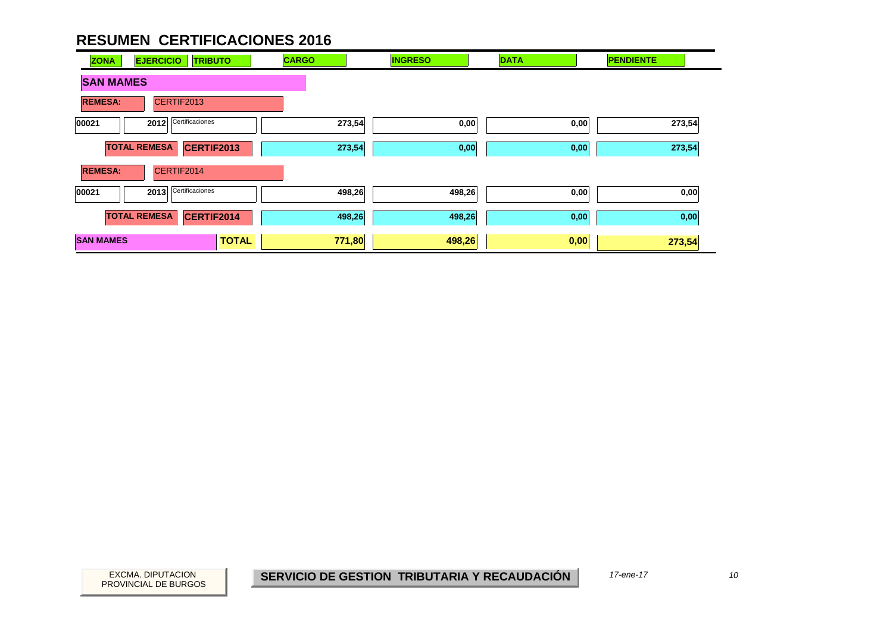# RESUMEN CERTIFICACIONES 2016

| ZONA | EJERCICIO | TRIBUTO | CARGO | INGRESO | DATA | PENDIENTE |
|---|---|---|---|---|---|---|
| **SAN MAMES** | | | | | | |
| **REMESA:** | CERTIF2013 | | | | | |
| 00021 | 2012 | Certificaciones | 273,54 | 0,00 | 0,00 | 273,54 |
| **TOTAL REMESA** | | **CERTIF2013** | 273,54 | 0,00 | 0,00 | 273,54 |
| **REMESA:** | CERTIF2014 | | | | | |
| 00021 | 2013 | Certificaciones | 498,26 | 498,26 | 0,00 | 0,00 |
| **TOTAL REMESA** | | **CERTIF2014** | 498,26 | 498,26 | 0,00 | 0,00 |
| **SAN MAMES** | | **TOTAL** | **771,80** | **498,26** | **0,00** | **273,54** |

EXCMA. DIPUTACION PROVINCIAL DE BURGOS

**SERVICIO DE GESTION TRIBUTARIA Y RECAUDACIÓN**

*17-ene-17*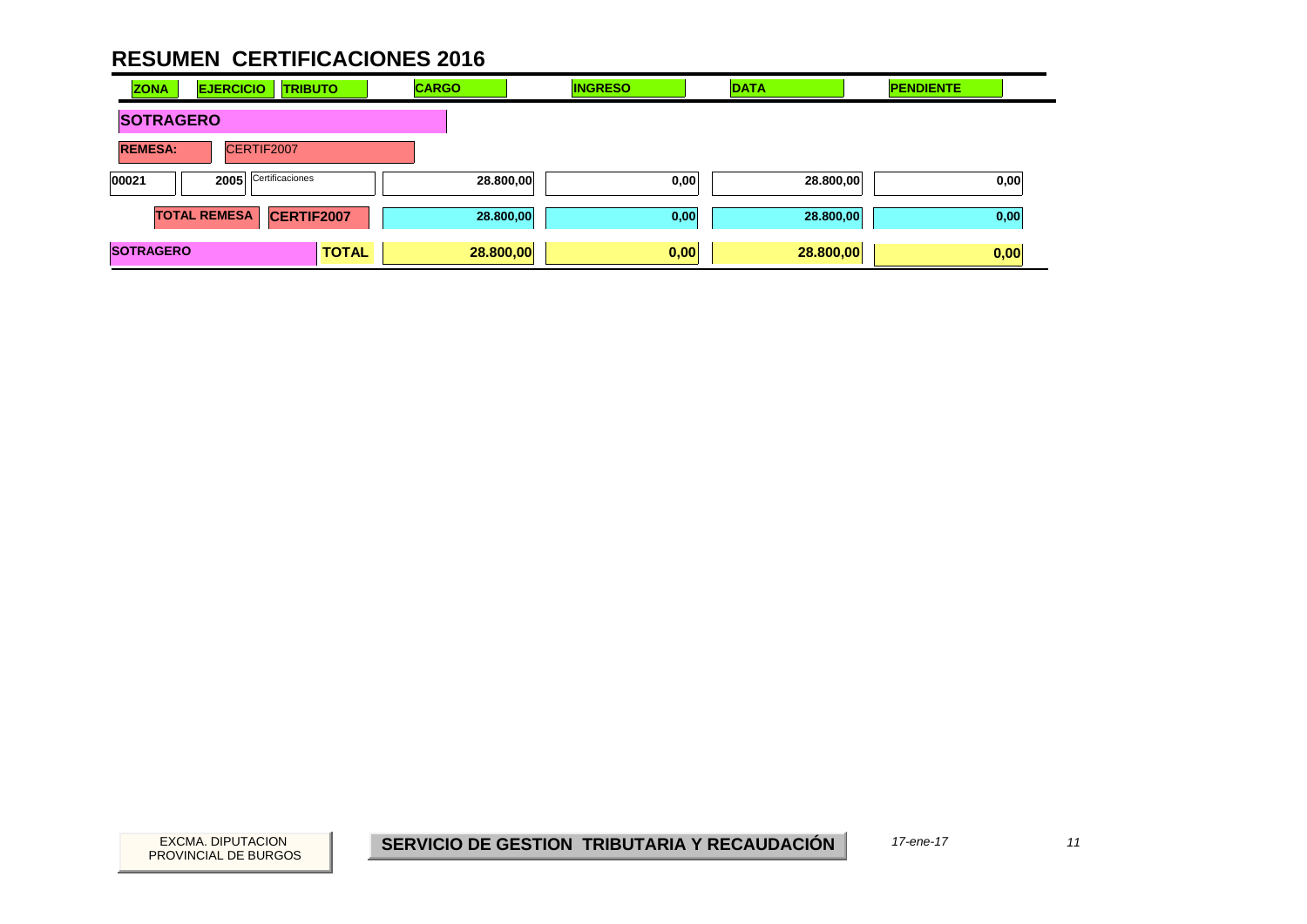# RESUMEN CERTIFICACIONES 2016

| ZONA | EJERCICIO | TRIBUTO | CARGO | INGRESO | DATA | PENDIENTE |
|---|---|---|---|---|---|---|
| **SOTRAGERO** | | | | | | |
| **REMESA:** | CERTIF2007 | | | | | |
| 00021 | 2005 | Certificaciones | 28.800,00 | 0,00 | 28.800,00 | 0,00 |
| | **TOTAL REMESA** | **CERTIF2007** | 28.800,00 | 0,00 | 28.800,00 | 0,00 |
| **SOTRAGERO** | | **TOTAL** | **28.800,00** | **0,00** | **28.800,00** | **0,00** |

EXCMA. DIPUTACION PROVINCIAL DE BURGOS

**SERVICIO DE GESTION TRIBUTARIA Y RECAUDACIÓN**

*17-ene-17*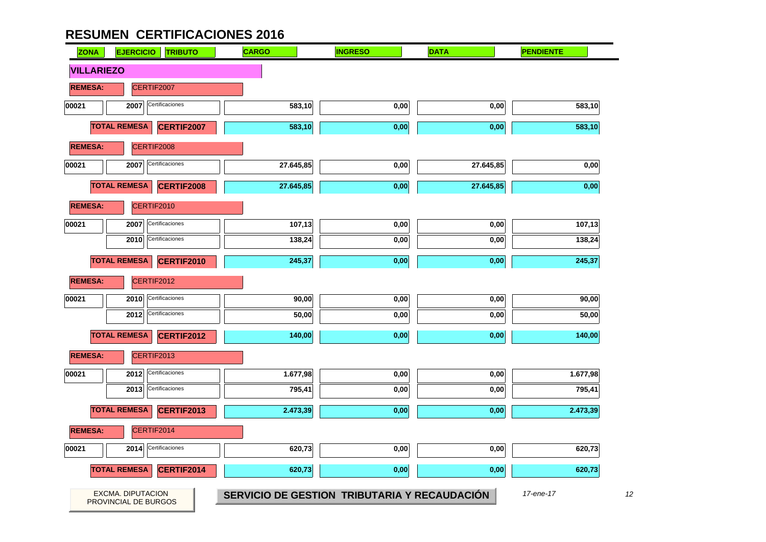# RESUMEN CERTIFICACIONES 2016

| ZONA | EJERCICIO | TRIBUTO | CARGO | INGRESO | DATA | PENDIENTE |
|---|---|---|---|---|---|---|
| **VILLARIEZO** | | | | | | |
| **REMESA:** | CERTIF2007 | | | | | |
| 00021 | 2007 | Certificaciones | 583,10 | 0,00 | 0,00 | 583,10 |
| **TOTAL REMESA** | | **CERTIF2007** | 583,10 | 0,00 | 0,00 | 583,10 |
| **REMESA:** | CERTIF2008 | | | | | |
| 00021 | 2007 | Certificaciones | 27.645,85 | 0,00 | 27.645,85 | 0,00 |
| **TOTAL REMESA** | | **CERTIF2008** | 27.645,85 | 0,00 | 27.645,85 | 0,00 |
| **REMESA:** | CERTIF2010 | | | | | |
| 00021 | 2007 | Certificaciones | 107,13 | 0,00 | 0,00 | 107,13 |
| | 2010 | Certificaciones | 138,24 | 0,00 | 0,00 | 138,24 |
| **TOTAL REMESA** | | **CERTIF2010** | 245,37 | 0,00 | 0,00 | 245,37 |
| **REMESA:** | CERTIF2012 | | | | | |
| 00021 | 2010 | Certificaciones | 90,00 | 0,00 | 0,00 | 90,00 |
| | 2012 | Certificaciones | 50,00 | 0,00 | 0,00 | 50,00 |
| **TOTAL REMESA** | | **CERTIF2012** | 140,00 | 0,00 | 0,00 | 140,00 |
| **REMESA:** | CERTIF2013 | | | | | |
| 00021 | 2012 | Certificaciones | 1.677,98 | 0,00 | 0,00 | 1.677,98 |
| | 2013 | Certificaciones | 795,41 | 0,00 | 0,00 | 795,41 |
| **TOTAL REMESA** | | **CERTIF2013** | 2.473,39 | 0,00 | 0,00 | 2.473,39 |
| **REMESA:** | CERTIF2014 | | | | | |
| 00021 | 2014 | Certificaciones | 620,73 | 0,00 | 0,00 | 620,73 |
| **TOTAL REMESA** | | **CERTIF2014** | 620,73 | 0,00 | 0,00 | 620,73 |

EXCMA. DIPUTACION PROVINCIAL DE BURGOS

**SERVICIO DE GESTION TRIBUTARIA Y RECAUDACIÓN**

*17-ene-17*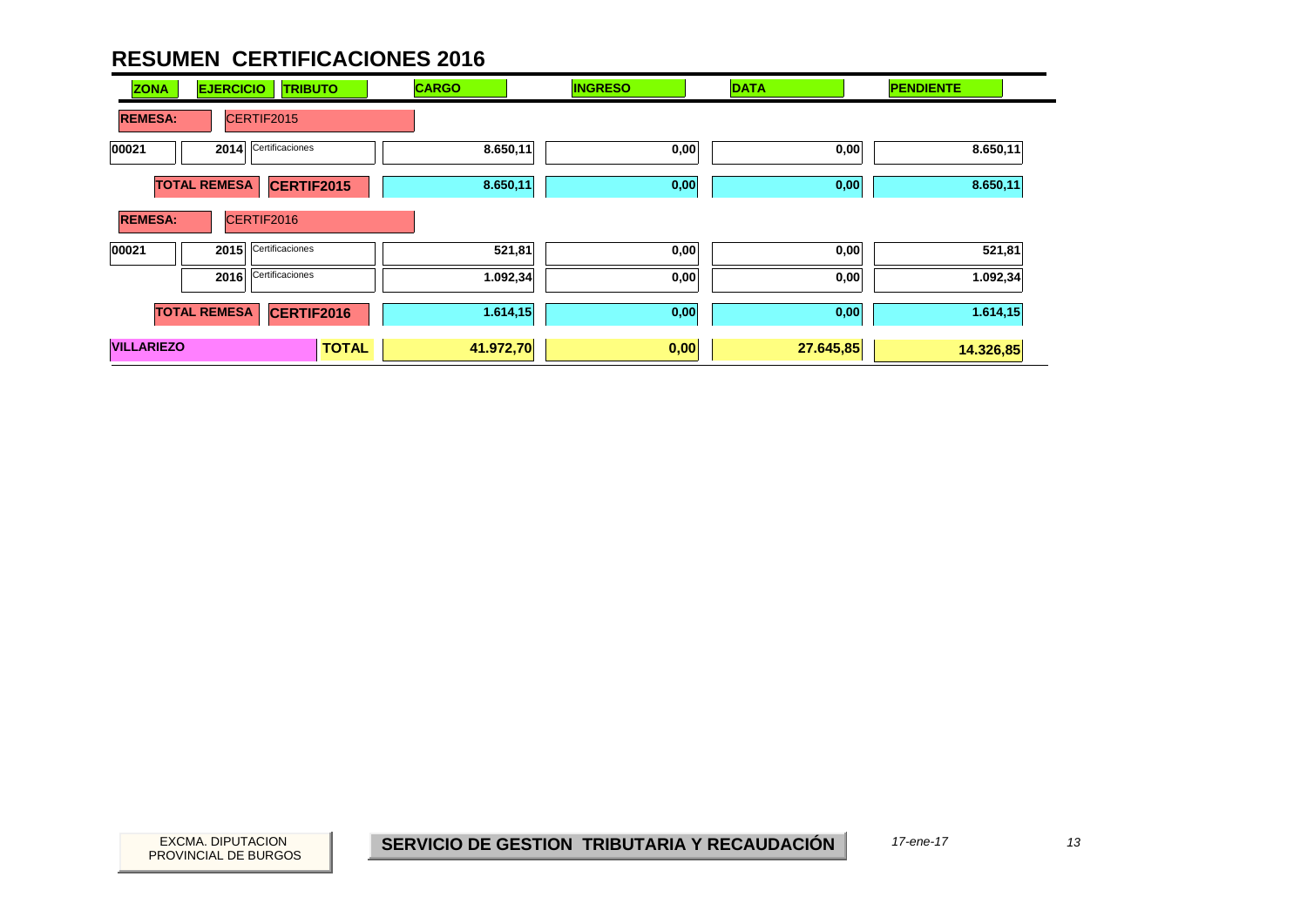# RESUMEN CERTIFICACIONES 2016

| ZONA | EJERCICIO | TRIBUTO | CARGO | INGRESO | DATA | PENDIENTE |
|---|---|---|---|---|---|---|
| **REMESA:** | CERTIF2015 | | | | | |
| 00021 | 2014 | Certificaciones | 8.650,11 | 0,00 | 0,00 | 8.650,11 |
| | **TOTAL REMESA** | **CERTIF2015** | **8.650,11** | **0,00** | **0,00** | **8.650,11** |
| **REMESA:** | CERTIF2016 | | | | | |
| 00021 | 2015 | Certificaciones | 521,81 | 0,00 | 0,00 | 521,81 |
| | 2016 | Certificaciones | 1.092,34 | 0,00 | 0,00 | 1.092,34 |
| | **TOTAL REMESA** | **CERTIF2016** | **1.614,15** | **0,00** | **0,00** | **1.614,15** |
| **VILLARIEZO** | | **TOTAL** | **41.972,70** | **0,00** | **27.645,85** | **14.326,85** |

EXCMA. DIPUTACION PROVINCIAL DE BURGOS

**SERVICIO DE GESTION TRIBUTARIA Y RECAUDACIÓN**

*17-ene-17*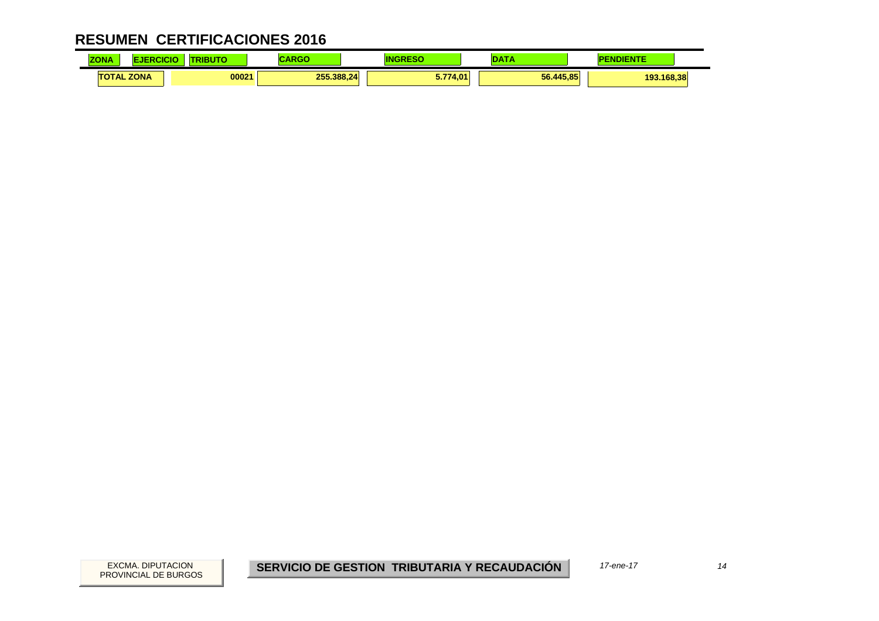# RESUMEN CERTIFICACIONES 2016

| ZONA | EJERCICIO | TRIBUTO | CARGO | INGRESO | DATA | PENDIENTE |
|---|---|---|---|---|---|---|
| TOTAL ZONA | | 00021 | 255.388,24 | 5.774,01 | 56.445,85 | 193.168,38 |

EXCMA. DIPUTACION PROVINCIAL DE BURGOS

**SERVICIO DE GESTION TRIBUTARIA Y RECAUDACIÓN**

*17-ene-17*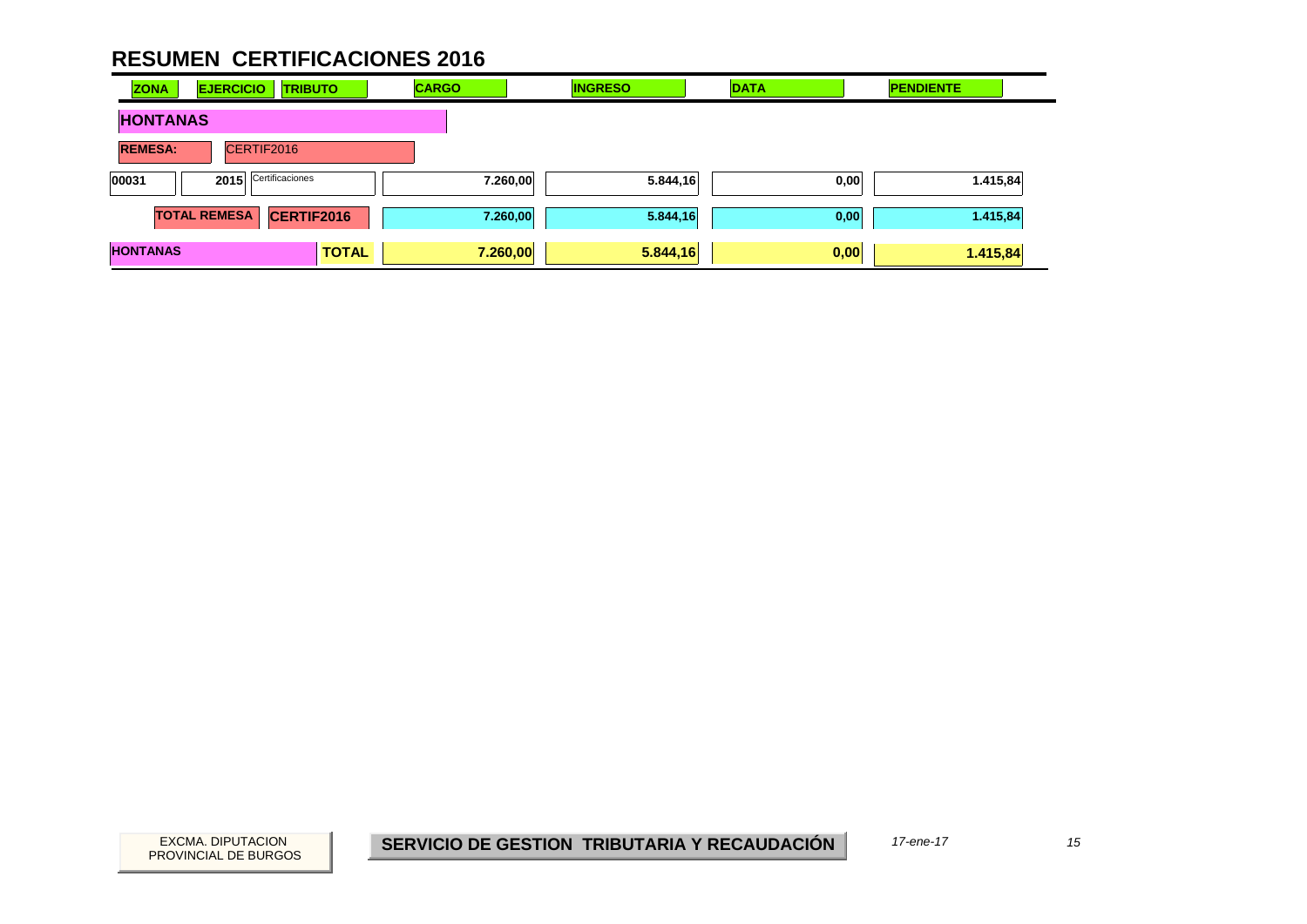# RESUMEN CERTIFICACIONES 2016

| ZONA | EJERCICIO | TRIBUTO | CARGO | INGRESO | DATA | PENDIENTE |
|---|---|---|---|---|---|---|
| **HONTANAS** | | | | | | |
| **REMESA:** | CERTIF2016 | | | | | |
| 00031 | 2015 | Certificaciones | 7.260,00 | 5.844,16 | 0,00 | 1.415,84 |
| **TOTAL REMESA** | | **CERTIF2016** | **7.260,00** | **5.844,16** | **0,00** | **1.415,84** |
| **HONTANAS** | | **TOTAL** | **7.260,00** | **5.844,16** | **0,00** | **1.415,84** |

EXCMA. DIPUTACION PROVINCIAL DE BURGOS

**SERVICIO DE GESTION TRIBUTARIA Y RECAUDACIÓN**

*17-ene-17*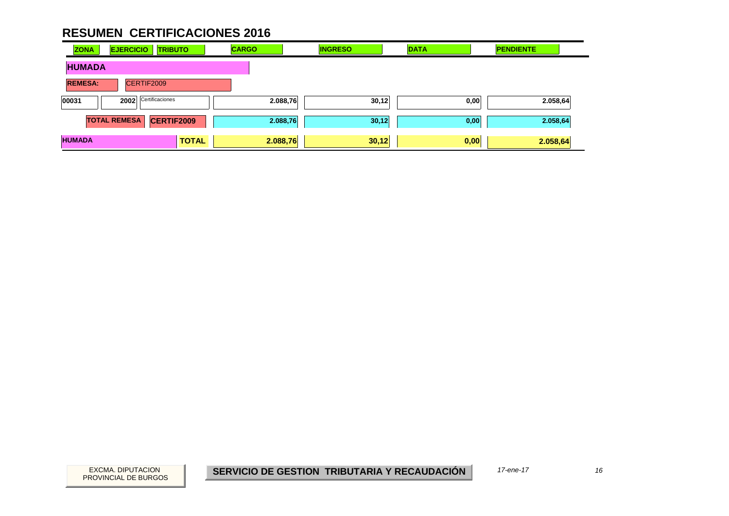# RESUMEN CERTIFICACIONES 2016

| ZONA | EJERCICIO | TRIBUTO | CARGO | INGRESO | DATA | PENDIENTE |
|---|---|---|---|---|---|---|
| **HUMADA** | | | | | | |
| **REMESA:** CERTIF2009 | | | | | | |
| 00031 | 2002 | Certificaciones | 2.088,76 | 30,12 | 0,00 | 2.058,64 |
| | **TOTAL REMESA** | **CERTIF2009** | 2.088,76 | 30,12 | 0,00 | 2.058,64 |
| **HUMADA** | | **TOTAL** | **2.088,76** | **30,12** | **0,00** | **2.058,64** |

EXCMA. DIPUTACION PROVINCIAL DE BURGOS

**SERVICIO DE GESTION TRIBUTARIA Y RECAUDACIÓN**

*17-ene-17*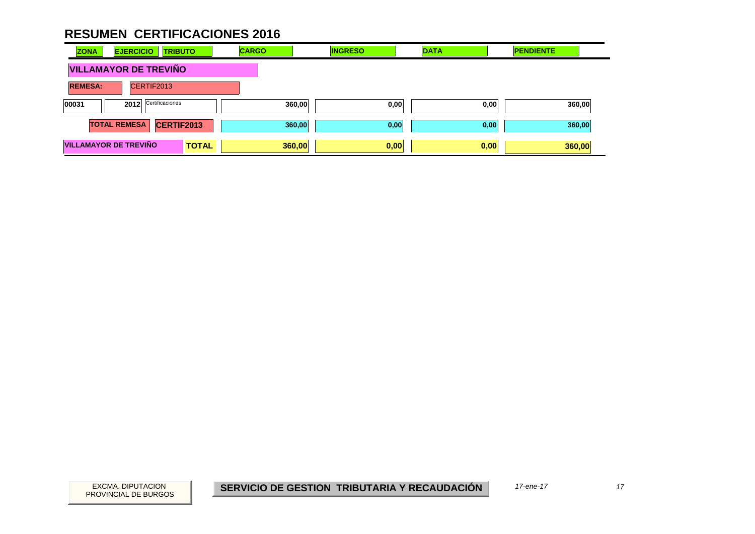# RESUMEN CERTIFICACIONES 2016

| ZONA | EJERCICIO | TRIBUTO | CARGO | INGRESO | DATA | PENDIENTE |
|---|---|---|---|---|---|---|
| **VILLAMAYOR DE TREVIÑO** | | | | | | |
| **REMESA:** | CERTIF2013 | | | | | |
| 00031 | 2012 | Certificaciones | 360,00 | 0,00 | 0,00 | 360,00 |
| **TOTAL REMESA** | **CERTIF2013** | | 360,00 | 0,00 | 0,00 | 360,00 |
| **VILLAMAYOR DE TREVIÑO** | | **TOTAL** | **360,00** | **0,00** | **0,00** | **360,00** |

EXCMA. DIPUTACION PROVINCIAL DE BURGOS

**SERVICIO DE GESTION TRIBUTARIA Y RECAUDACIÓN**

*17-ene-17*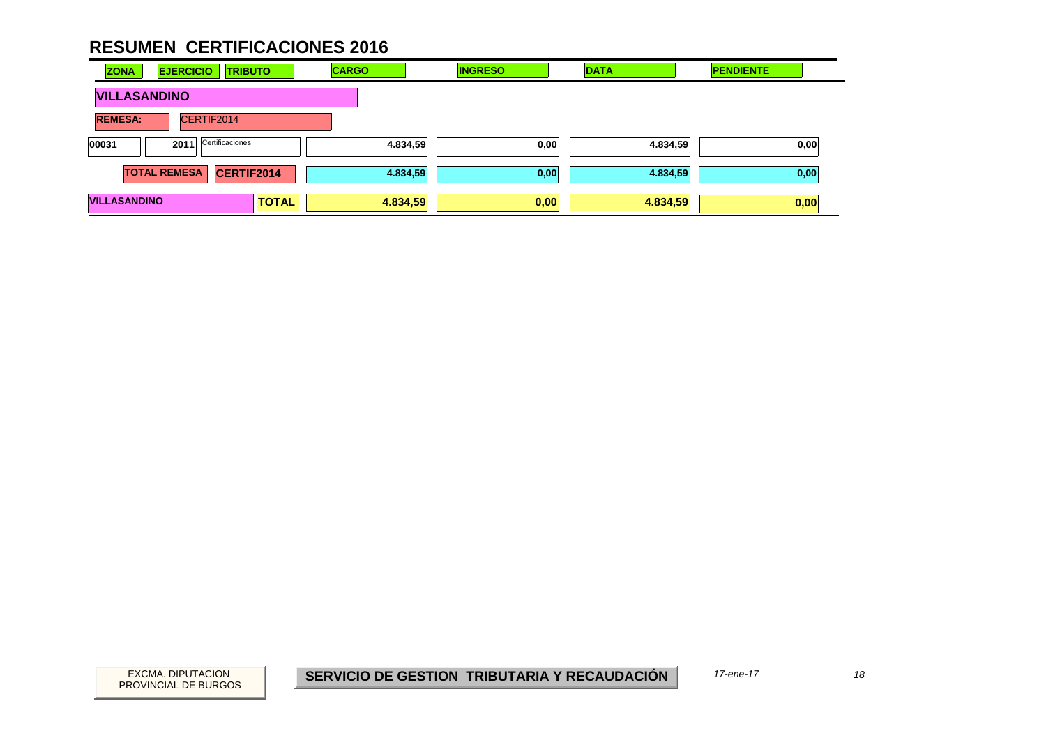# RESUMEN CERTIFICACIONES 2016

| ZONA | EJERCICIO | TRIBUTO | CARGO | INGRESO | DATA | PENDIENTE |
|---|---|---|---|---|---|---|
| **VILLASANDINO** | | | | | | |
| **REMESA:** | CERTIF2014 | | | | | |
| 00031 | 2011 | Certificaciones | 4.834,59 | 0,00 | 4.834,59 | 0,00 |
| **TOTAL REMESA** | | **CERTIF2014** | **4.834,59** | **0,00** | **4.834,59** | **0,00** |
| **VILLASANDINO** | | **TOTAL** | **4.834,59** | **0,00** | **4.834,59** | **0,00** |

EXCMA. DIPUTACION PROVINCIAL DE BURGOS

**SERVICIO DE GESTION TRIBUTARIA Y RECAUDACIÓN**

*17-ene-17*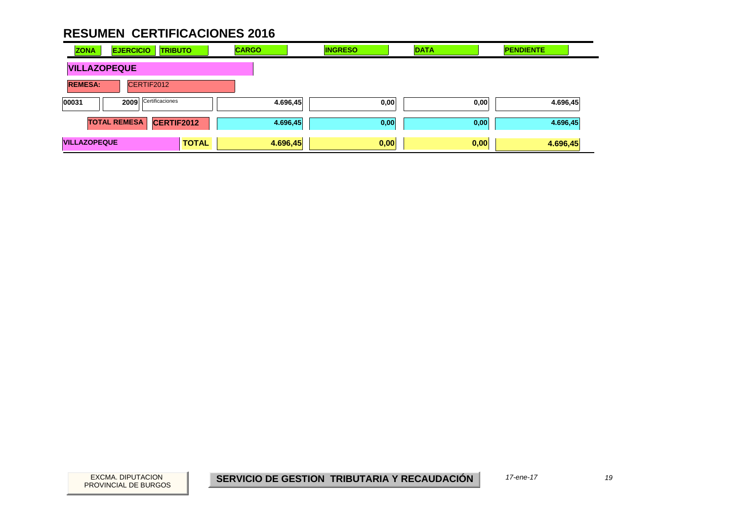# RESUMEN CERTIFICACIONES 2016

| ZONA | EJERCICIO | TRIBUTO | CARGO | INGRESO | DATA | PENDIENTE |
|---|---|---|---|---|---|---|
| **VILLAZOPEQUE** | | | | | | |
| **REMESA:** | CERTIF2012 | | | | | |
| 00031 | 2009 | Certificaciones | 4.696,45 | 0,00 | 0,00 | 4.696,45 |
| **TOTAL REMESA** | | **CERTIF2012** | 4.696,45 | 0,00 | 0,00 | 4.696,45 |
| **VILLAZOPEQUE** | | **TOTAL** | **4.696,45** | **0,00** | **0,00** | **4.696,45** |

EXCMA. DIPUTACION PROVINCIAL DE BURGOS

**SERVICIO DE GESTION TRIBUTARIA Y RECAUDACIÓN**

*17-ene-17*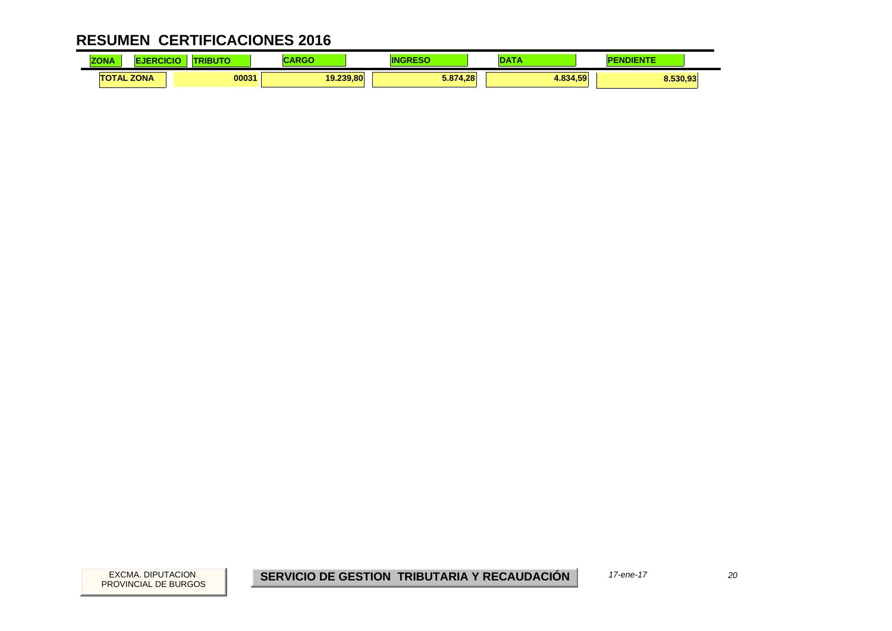# RESUMEN CERTIFICACIONES 2016

| ZONA | EJERCICIO | TRIBUTO | CARGO | INGRESO | DATA | PENDIENTE |
|---|---|---|---|---|---|---|
| TOTAL ZONA | | 00031 | 19.239,80 | 5.874,28 | 4.834,59 | 8.530,93 |

EXCMA. DIPUTACION PROVINCIAL DE BURGOS

**SERVICIO DE GESTION TRIBUTARIA Y RECAUDACIÓN**

*17-ene-17*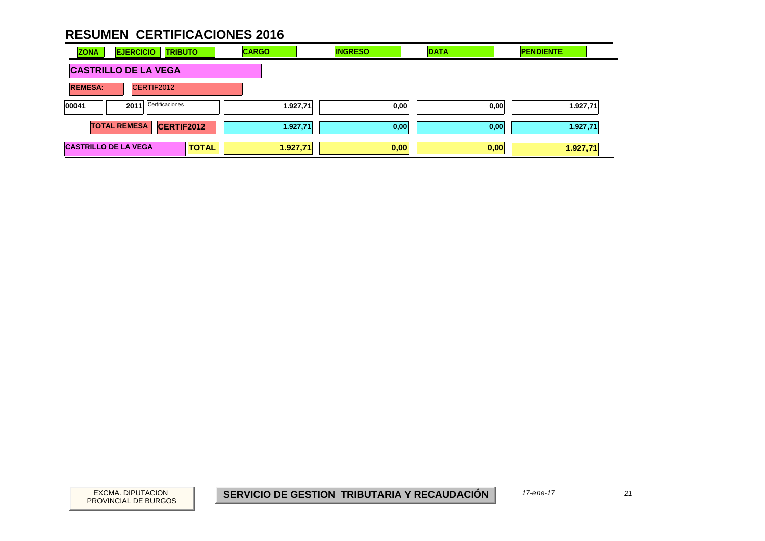# RESUMEN CERTIFICACIONES 2016

| ZONA | EJERCICIO | TRIBUTO | CARGO | INGRESO | DATA | PENDIENTE |
|---|---|---|---|---|---|---|
| **CASTRILLO DE LA VEGA** | | | | | | |
| **REMESA:** | CERTIF2012 | | | | | |
| 00041 | 2011 | Certificaciones | 1.927,71 | 0,00 | 0,00 | 1.927,71 |
| **TOTAL REMESA** | | **CERTIF2012** | 1.927,71 | 0,00 | 0,00 | 1.927,71 |
| **CASTRILLO DE LA VEGA** | | **TOTAL** | **1.927,71** | **0,00** | **0,00** | **1.927,71** |

EXCMA. DIPUTACION PROVINCIAL DE BURGOS

**SERVICIO DE GESTION TRIBUTARIA Y RECAUDACIÓN**

*17-ene-17*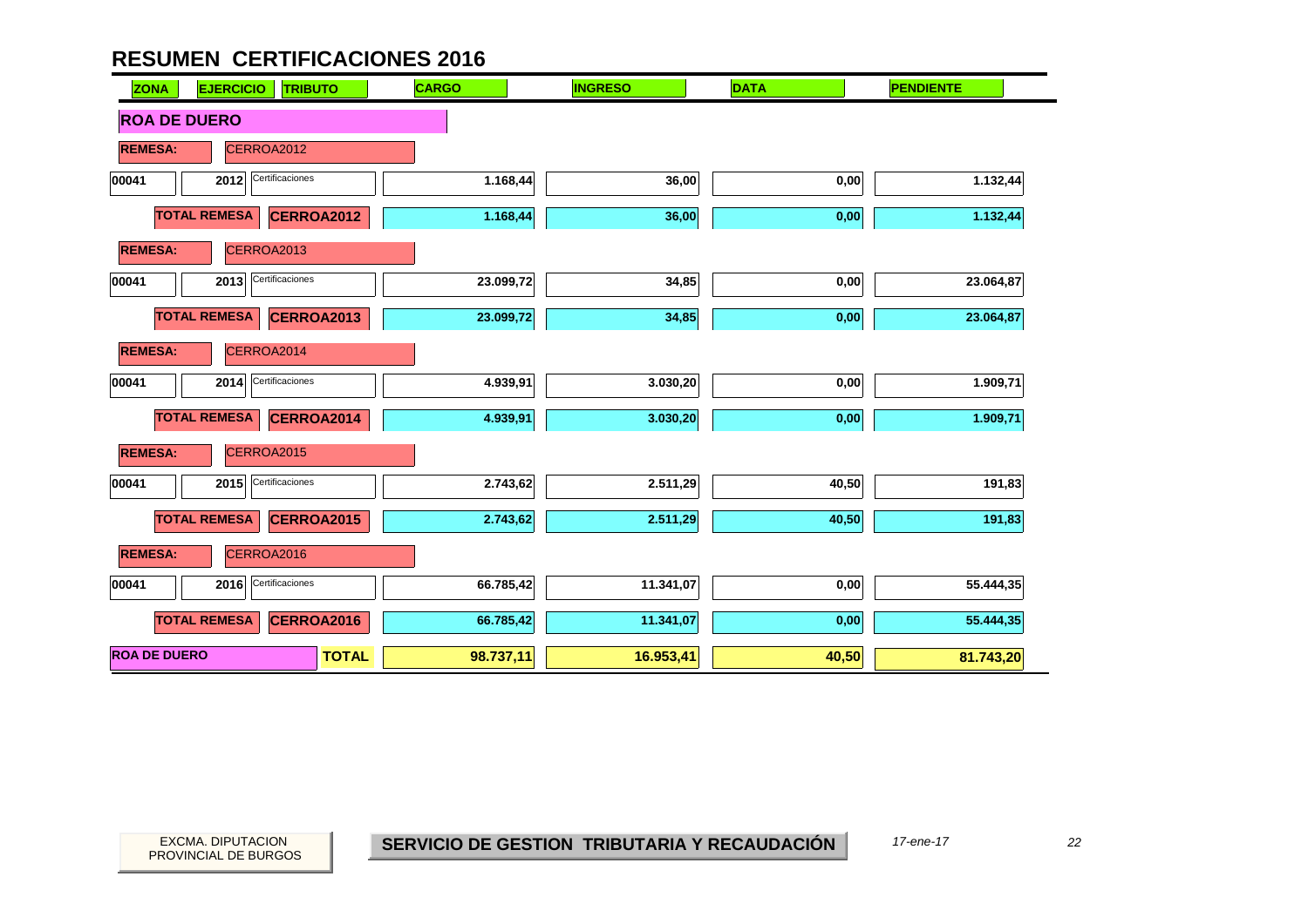# RESUMEN CERTIFICACIONES 2016

| ZONA | EJERCICIO | TRIBUTO | CARGO | INGRESO | DATA | PENDIENTE |
|---|---|---|---|---|---|---|
| **ROA DE DUERO** | | | | | | |
| **REMESA:** | CERROA2012 | | | | | |
| 00041 | 2012 | Certificaciones | 1.168,44 | 36,00 | 0,00 | 1.132,44 |
| | **TOTAL REMESA** | **CERROA2012** | 1.168,44 | 36,00 | 0,00 | 1.132,44 |
| **REMESA:** | CERROA2013 | | | | | |
| 00041 | 2013 | Certificaciones | 23.099,72 | 34,85 | 0,00 | 23.064,87 |
| | **TOTAL REMESA** | **CERROA2013** | 23.099,72 | 34,85 | 0,00 | 23.064,87 |
| **REMESA:** | CERROA2014 | | | | | |
| 00041 | 2014 | Certificaciones | 4.939,91 | 3.030,20 | 0,00 | 1.909,71 |
| | **TOTAL REMESA** | **CERROA2014** | 4.939,91 | 3.030,20 | 0,00 | 1.909,71 |
| **REMESA:** | CERROA2015 | | | | | |
| 00041 | 2015 | Certificaciones | 2.743,62 | 2.511,29 | 40,50 | 191,83 |
| | **TOTAL REMESA** | **CERROA2015** | 2.743,62 | 2.511,29 | 40,50 | 191,83 |
| **REMESA:** | CERROA2016 | | | | | |
| 00041 | 2016 | Certificaciones | 66.785,42 | 11.341,07 | 0,00 | 55.444,35 |
| | **TOTAL REMESA** | **CERROA2016** | 66.785,42 | 11.341,07 | 0,00 | 55.444,35 |
| **ROA DE DUERO** | | **TOTAL** | **98.737,11** | **16.953,41** | **40,50** | **81.743,20** |

EXCMA. DIPUTACION PROVINCIAL DE BURGOS

**SERVICIO DE GESTION TRIBUTARIA Y RECAUDACIÓN**

*17-ene-17*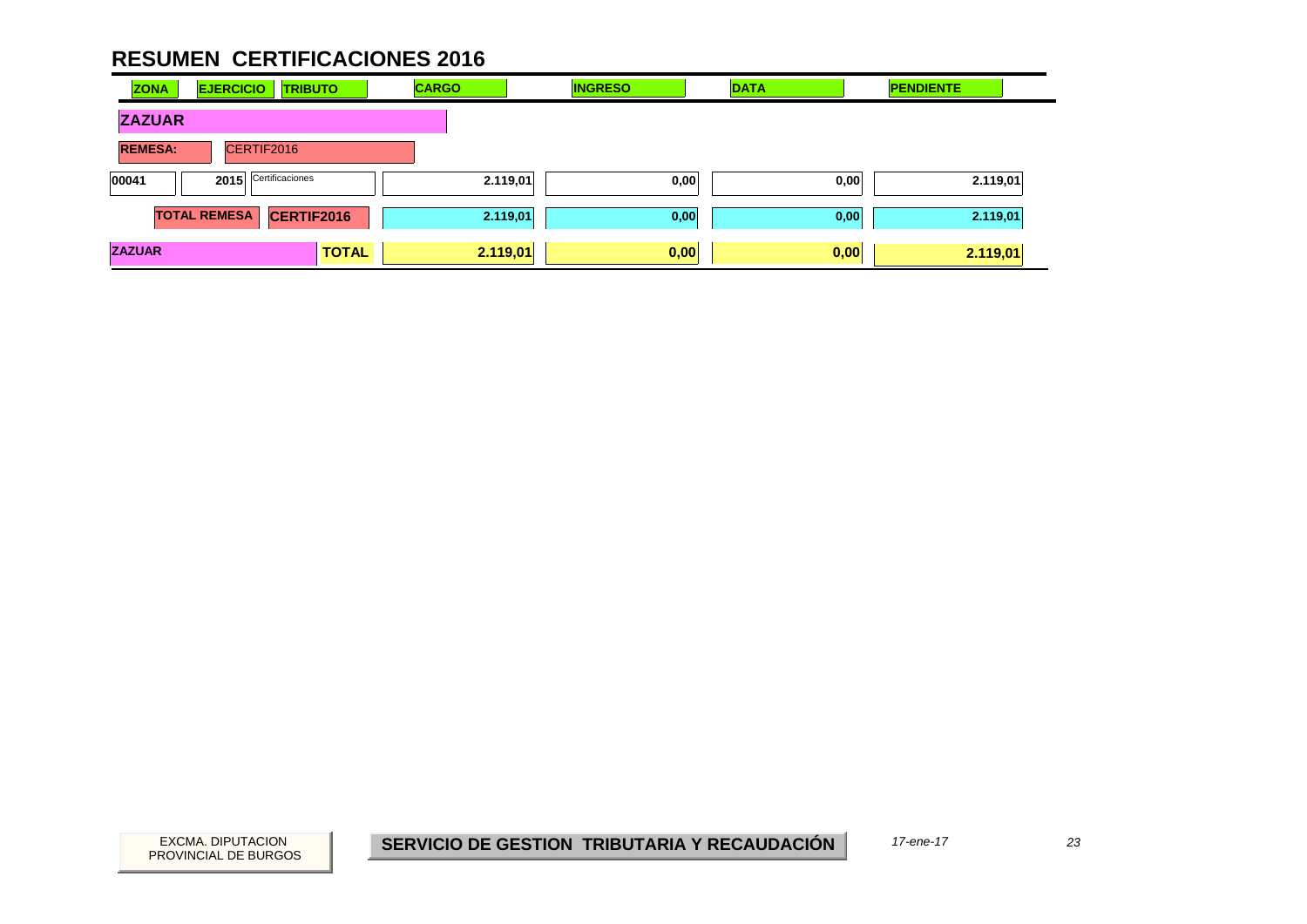# RESUMEN CERTIFICACIONES 2016

| ZONA | EJERCICIO | TRIBUTO | CARGO | INGRESO | DATA | PENDIENTE |
|---|---|---|---|---|---|---|
| **ZAZUAR** | | | | | | |
| **REMESA:** | CERTIF2016 | | | | | |
| 00041 | 2015 | Certificaciones | 2.119,01 | 0,00 | 0,00 | 2.119,01 |
| **TOTAL REMESA** | | **CERTIF2016** | 2.119,01 | 0,00 | 0,00 | 2.119,01 |
| **ZAZUAR** | | **TOTAL** | **2.119,01** | **0,00** | **0,00** | **2.119,01** |

EXCMA. DIPUTACION PROVINCIAL DE BURGOS

**SERVICIO DE GESTION TRIBUTARIA Y RECAUDACIÓN**

*17-ene-17*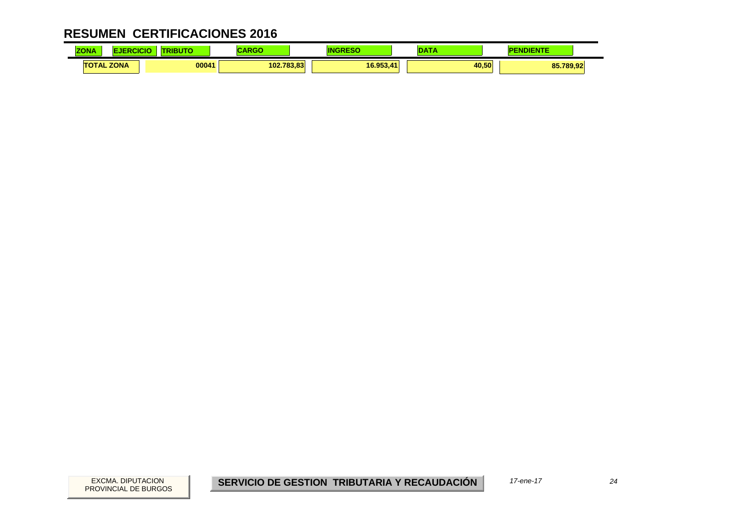# RESUMEN CERTIFICACIONES 2016

| ZONA | EJERCICIO | TRIBUTO | CARGO | INGRESO | DATA | PENDIENTE |
|---|---|---|---|---|---|---|
| TOTAL ZONA | | 00041 | 102.783,83 | 16.953,41 | 40,50 | 85.789,92 |

EXCMA. DIPUTACION PROVINCIAL DE BURGOS

**SERVICIO DE GESTION TRIBUTARIA Y RECAUDACIÓN**

*17-ene-17*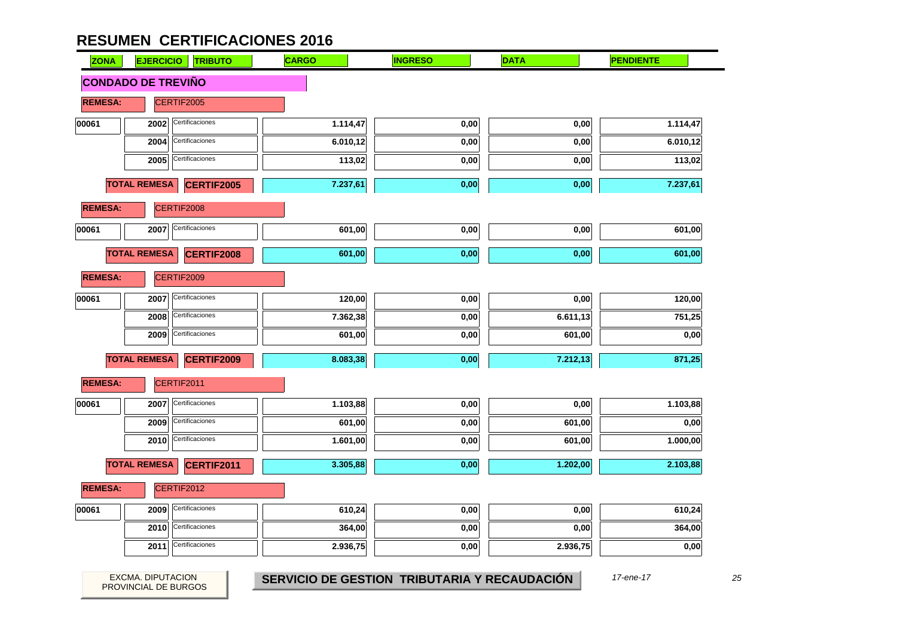# RESUMEN CERTIFICACIONES 2016

| ZONA | EJERCICIO | TRIBUTO | CARGO | INGRESO | DATA | PENDIENTE |
|---|---|---|---|---|---|---|
| **CONDADO DE TREVIÑO** | | | | | | |
| **REMESA:** | CERTIF2005 | | | | | |
| 00061 | 2002 | Certificaciones | 1.114,47 | 0,00 | 0,00 | 1.114,47 |
| | 2004 | Certificaciones | 6.010,12 | 0,00 | 0,00 | 6.010,12 |
| | 2005 | Certificaciones | 113,02 | 0,00 | 0,00 | 113,02 |
| | **TOTAL REMESA** | **CERTIF2005** | 7.237,61 | 0,00 | 0,00 | 7.237,61 |
| **REMESA:** | CERTIF2008 | | | | | |
| 00061 | 2007 | Certificaciones | 601,00 | 0,00 | 0,00 | 601,00 |
| | **TOTAL REMESA** | **CERTIF2008** | 601,00 | 0,00 | 0,00 | 601,00 |
| **REMESA:** | CERTIF2009 | | | | | |
| 00061 | 2007 | Certificaciones | 120,00 | 0,00 | 0,00 | 120,00 |
| | 2008 | Certificaciones | 7.362,38 | 0,00 | 6.611,13 | 751,25 |
| | 2009 | Certificaciones | 601,00 | 0,00 | 601,00 | 0,00 |
| | **TOTAL REMESA** | **CERTIF2009** | 8.083,38 | 0,00 | 7.212,13 | 871,25 |
| **REMESA:** | CERTIF2011 | | | | | |
| 00061 | 2007 | Certificaciones | 1.103,88 | 0,00 | 0,00 | 1.103,88 |
| | 2009 | Certificaciones | 601,00 | 0,00 | 601,00 | 0,00 |
| | 2010 | Certificaciones | 1.601,00 | 0,00 | 601,00 | 1.000,00 |
| | **TOTAL REMESA** | **CERTIF2011** | 3.305,88 | 0,00 | 1.202,00 | 2.103,88 |
| **REMESA:** | CERTIF2012 | | | | | |
| 00061 | 2009 | Certificaciones | 610,24 | 0,00 | 0,00 | 610,24 |
| | 2010 | Certificaciones | 364,00 | 0,00 | 0,00 | 364,00 |
| | 2011 | Certificaciones | 2.936,75 | 0,00 | 2.936,75 | 0,00 |

EXCMA. DIPUTACION PROVINCIAL DE BURGOS

**SERVICIO DE GESTION TRIBUTARIA Y RECAUDACIÓN**

*17-ene-17*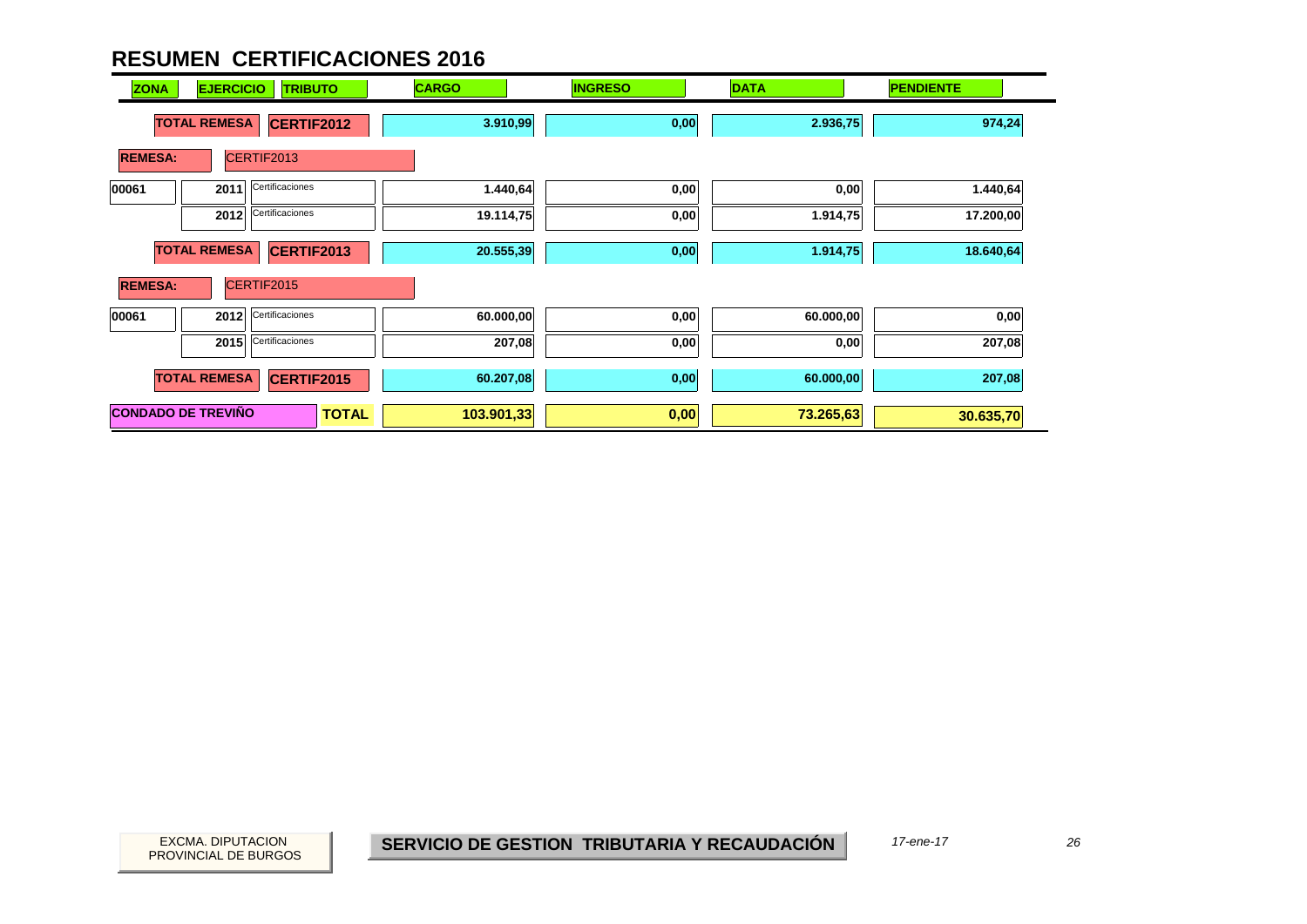# RESUMEN CERTIFICACIONES 2016

| ZONA | EJERCICIO | TRIBUTO | CARGO | INGRESO | DATA | PENDIENTE |
|---|---|---|---|---|---|---|
| **TOTAL REMESA** | | **CERTIF2012** | **3.910,99** | **0,00** | **2.936,75** | **974,24** |
| **REMESA:** | CERTIF2013 | | | | | |
| 00061 | 2011 | Certificaciones | 1.440,64 | 0,00 | 0,00 | 1.440,64 |
| | 2012 | Certificaciones | 19.114,75 | 0,00 | 1.914,75 | 17.200,00 |
| **TOTAL REMESA** | | **CERTIF2013** | **20.555,39** | **0,00** | **1.914,75** | **18.640,64** |
| **REMESA:** | CERTIF2015 | | | | | |
| 00061 | 2012 | Certificaciones | 60.000,00 | 0,00 | 60.000,00 | 0,00 |
| | 2015 | Certificaciones | 207,08 | 0,00 | 0,00 | 207,08 |
| **TOTAL REMESA** | | **CERTIF2015** | **60.207,08** | **0,00** | **60.000,00** | **207,08** |
| **CONDADO DE TREVIÑO** | | **TOTAL** | **103.901,33** | **0,00** | **73.265,63** | **30.635,70** |

EXCMA. DIPUTACION PROVINCIAL DE BURGOS

**SERVICIO DE GESTION TRIBUTARIA Y RECAUDACIÓN**

*17-ene-17*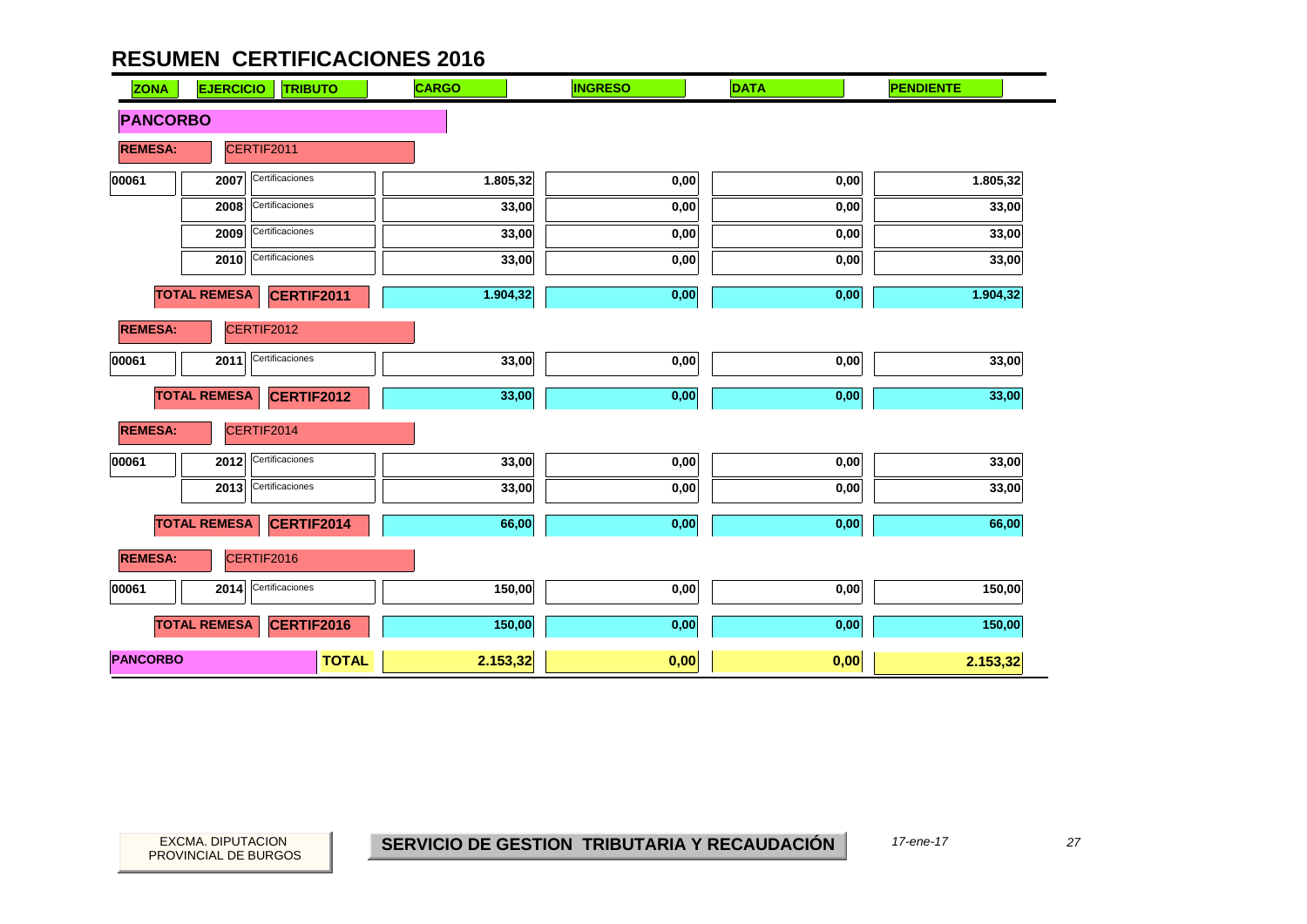# RESUMEN CERTIFICACIONES 2016

| ZONA | EJERCICIO | TRIBUTO | CARGO | INGRESO | DATA | PENDIENTE |
|---|---|---|---|---|---|---|
| **PANCORBO** | | | | | | |
| **REMESA:** | CERTIF2011 | | | | | |
| 00061 | 2007 | Certificaciones | 1.805,32 | 0,00 | 0,00 | 1.805,32 |
| | 2008 | Certificaciones | 33,00 | 0,00 | 0,00 | 33,00 |
| | 2009 | Certificaciones | 33,00 | 0,00 | 0,00 | 33,00 |
| | 2010 | Certificaciones | 33,00 | 0,00 | 0,00 | 33,00 |
| | **TOTAL REMESA** | **CERTIF2011** | **1.904,32** | **0,00** | **0,00** | **1.904,32** |
| **REMESA:** | CERTIF2012 | | | | | |
| 00061 | 2011 | Certificaciones | 33,00 | 0,00 | 0,00 | 33,00 |
| | **TOTAL REMESA** | **CERTIF2012** | **33,00** | **0,00** | **0,00** | **33,00** |
| **REMESA:** | CERTIF2014 | | | | | |
| 00061 | 2012 | Certificaciones | 33,00 | 0,00 | 0,00 | 33,00 |
| | 2013 | Certificaciones | 33,00 | 0,00 | 0,00 | 33,00 |
| | **TOTAL REMESA** | **CERTIF2014** | **66,00** | **0,00** | **0,00** | **66,00** |
| **REMESA:** | CERTIF2016 | | | | | |
| 00061 | 2014 | Certificaciones | 150,00 | 0,00 | 0,00 | 150,00 |
| | **TOTAL REMESA** | **CERTIF2016** | **150,00** | **0,00** | **0,00** | **150,00** |
| **PANCORBO** | | **TOTAL** | **2.153,32** | **0,00** | **0,00** | **2.153,32** |

EXCMA. DIPUTACION PROVINCIAL DE BURGOS

**SERVICIO DE GESTION TRIBUTARIA Y RECAUDACIÓN**

*17-ene-17*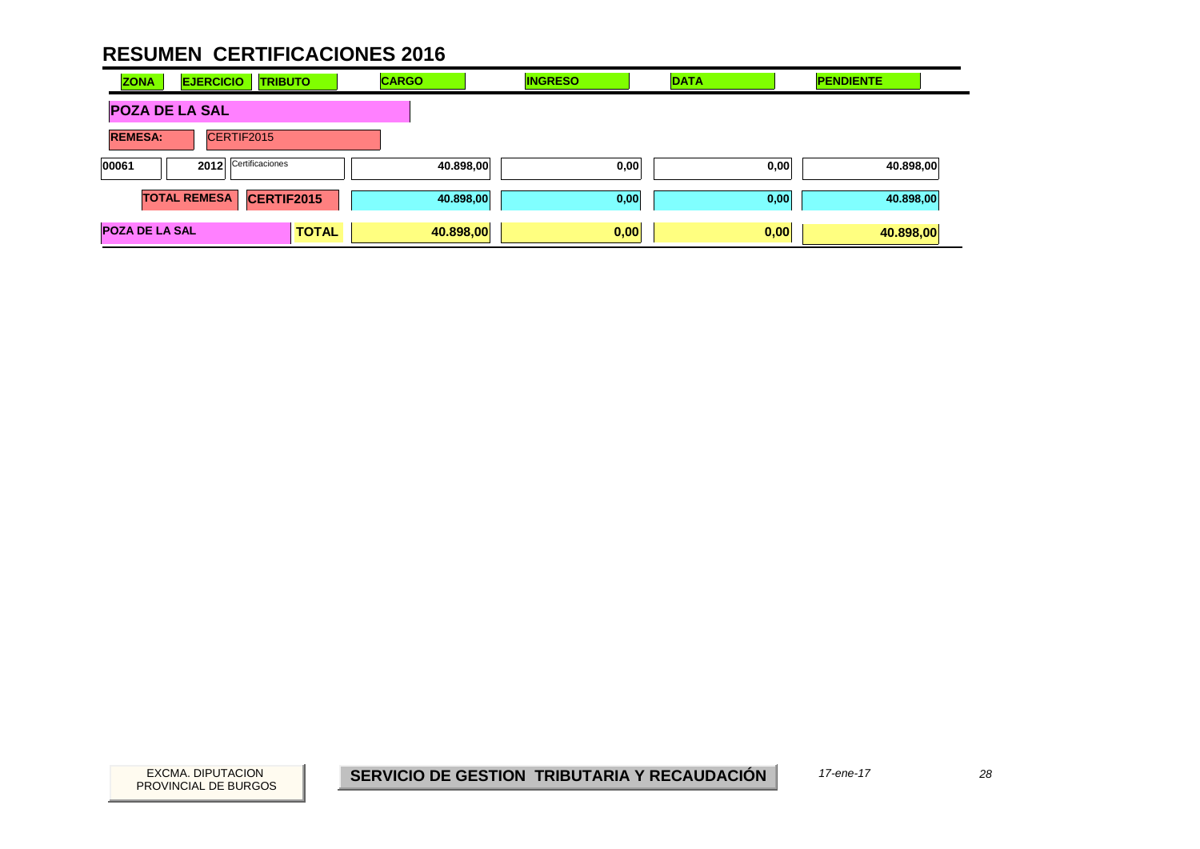# RESUMEN CERTIFICACIONES 2016

| ZONA | EJERCICIO | TRIBUTO | CARGO | INGRESO | DATA | PENDIENTE |
|---|---|---|---|---|---|---|
| **POZA DE LA SAL** | | | | | | |
| **REMESA:** | CERTIF2015 | | | | | |
| 00061 | 2012 | Certificaciones | 40.898,00 | 0,00 | 0,00 | 40.898,00 |
| **TOTAL REMESA** | | **CERTIF2015** | **40.898,00** | **0,00** | **0,00** | **40.898,00** |
| **POZA DE LA SAL** | | **TOTAL** | **40.898,00** | **0,00** | **0,00** | **40.898,00** |

EXCMA. DIPUTACION PROVINCIAL DE BURGOS

**SERVICIO DE GESTION TRIBUTARIA Y RECAUDACIÓN**

*17-ene-17*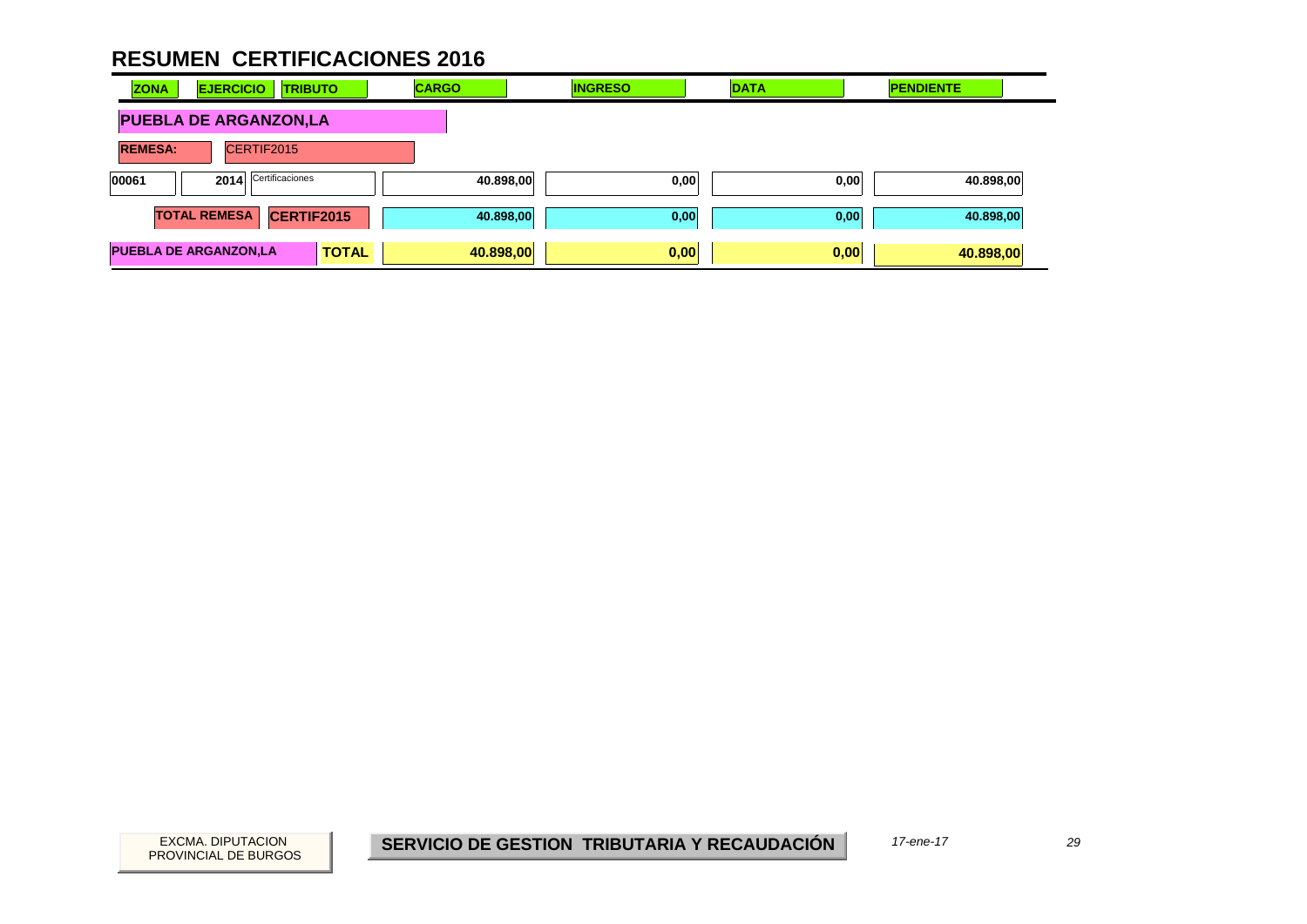# RESUMEN CERTIFICACIONES 2016

| ZONA | EJERCICIO | TRIBUTO | CARGO | INGRESO | DATA | PENDIENTE |
|---|---|---|---|---|---|---|
| **PUEBLA DE ARGANZON,LA** | | | | | | |
| **REMESA:** | CERTIF2015 | | | | | |
| 00061 | 2014 | Certificaciones | 40.898,00 | 0,00 | 0,00 | 40.898,00 |
| **TOTAL REMESA** | | **CERTIF2015** | 40.898,00 | 0,00 | 0,00 | 40.898,00 |
| **PUEBLA DE ARGANZON,LA** | | **TOTAL** | **40.898,00** | **0,00** | **0,00** | **40.898,00** |

EXCMA. DIPUTACION PROVINCIAL DE BURGOS

**SERVICIO DE GESTION TRIBUTARIA Y RECAUDACIÓN**

*17-ene-17*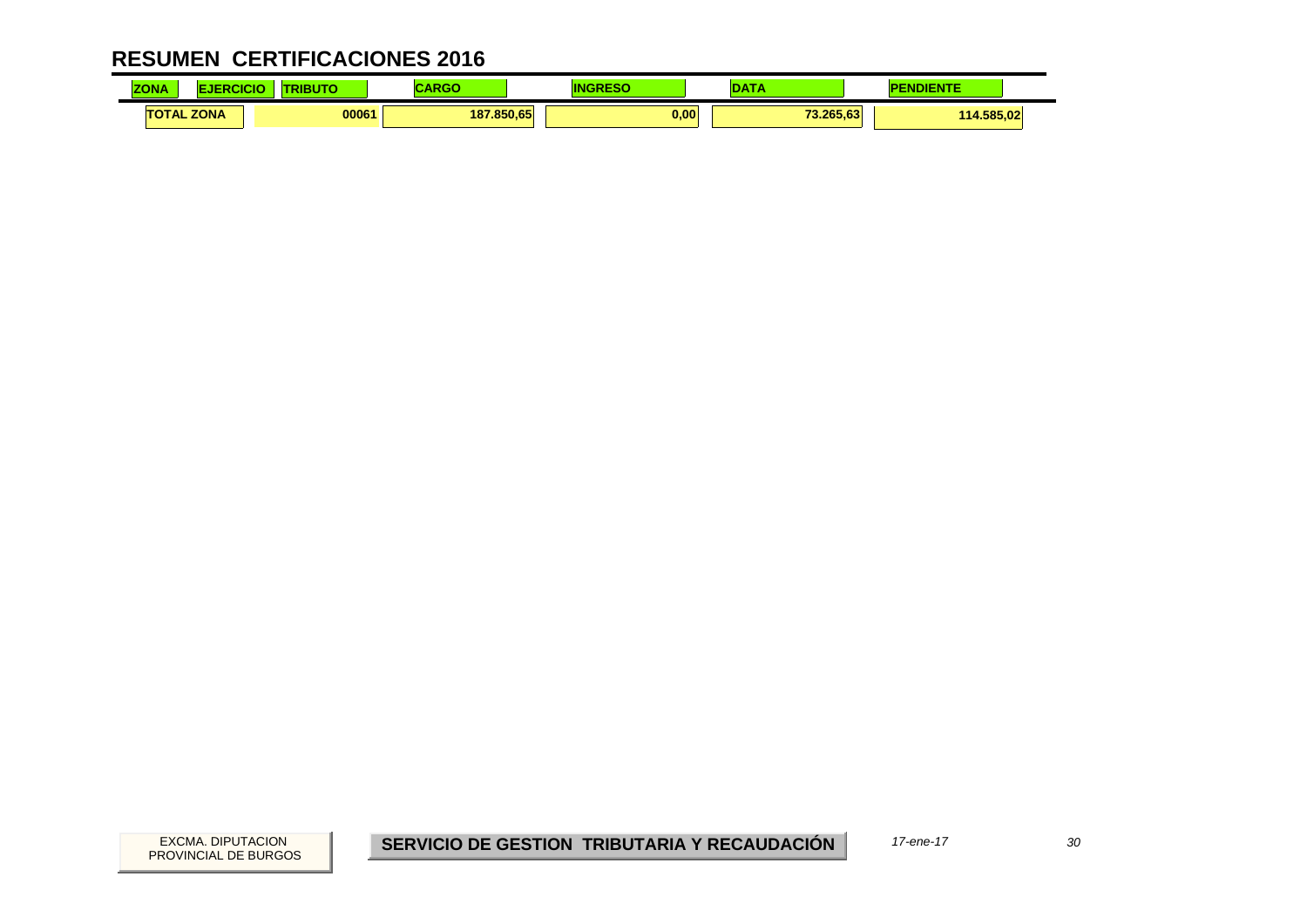# RESUMEN CERTIFICACIONES 2016

| ZONA | EJERCICIO | TRIBUTO | CARGO | INGRESO | DATA | PENDIENTE |
|---|---|---|---|---|---|---|
| TOTAL ZONA | | 00061 | 187.850,65 | 0,00 | 73.265,63 | 114.585,02 |

EXCMA. DIPUTACION PROVINCIAL DE BURGOS

**SERVICIO DE GESTION TRIBUTARIA Y RECAUDACIÓN**

*17-ene-17*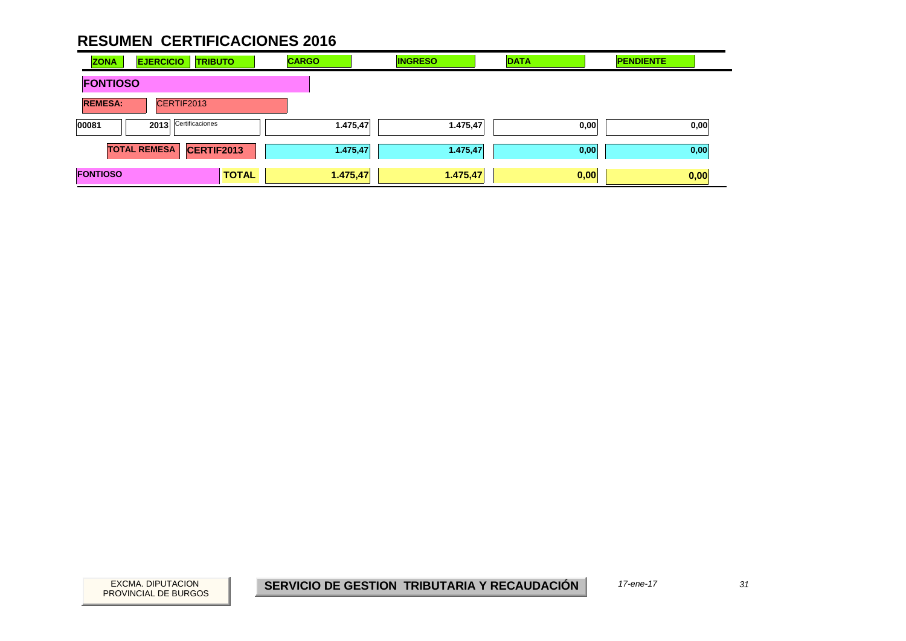# RESUMEN CERTIFICACIONES 2016

| ZONA | EJERCICIO | TRIBUTO | CARGO | INGRESO | DATA | PENDIENTE |
|---|---|---|---|---|---|---|
| **FONTIOSO** | | | | | | |
| **REMESA:** | CERTIF2013 | | | | | |
| 00081 | 2013 | Certificaciones | 1.475,47 | 1.475,47 | 0,00 | 0,00 |
| **TOTAL REMESA** | **CERTIF2013** | | 1.475,47 | 1.475,47 | 0,00 | 0,00 |
| **FONTIOSO** | | **TOTAL** | **1.475,47** | **1.475,47** | **0,00** | **0,00** |

EXCMA. DIPUTACION PROVINCIAL DE BURGOS

**SERVICIO DE GESTION TRIBUTARIA Y RECAUDACIÓN**

*17-ene-17*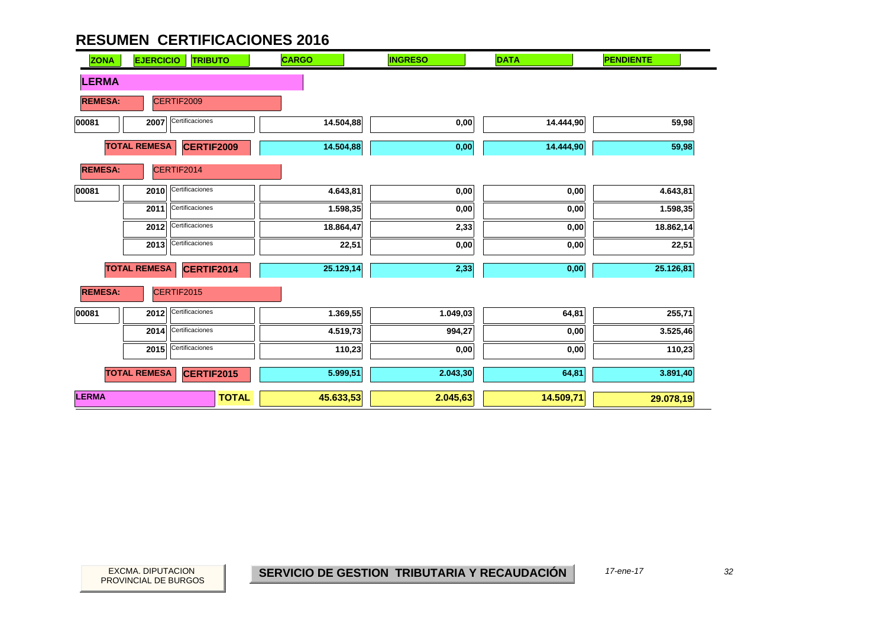# RESUMEN CERTIFICACIONES 2016

| ZONA | EJERCICIO | TRIBUTO | CARGO | INGRESO | DATA | PENDIENTE |
|---|---|---|---|---|---|---|
| **LERMA** | | | | | | |
| **REMESA:** | CERTIF2009 | | | | | |
| 00081 | 2007 | Certificaciones | 14.504,88 | 0,00 | 14.444,90 | 59,98 |
| **TOTAL REMESA** | | **CERTIF2009** | 14.504,88 | 0,00 | 14.444,90 | 59,98 |
| **REMESA:** | CERTIF2014 | | | | | |
| 00081 | 2010 | Certificaciones | 4.643,81 | 0,00 | 0,00 | 4.643,81 |
| | 2011 | Certificaciones | 1.598,35 | 0,00 | 0,00 | 1.598,35 |
| | 2012 | Certificaciones | 18.864,47 | 2,33 | 0,00 | 18.862,14 |
| | 2013 | Certificaciones | 22,51 | 0,00 | 0,00 | 22,51 |
| **TOTAL REMESA** | | **CERTIF2014** | 25.129,14 | 2,33 | 0,00 | 25.126,81 |
| **REMESA:** | CERTIF2015 | | | | | |
| 00081 | 2012 | Certificaciones | 1.369,55 | 1.049,03 | 64,81 | 255,71 |
| | 2014 | Certificaciones | 4.519,73 | 994,27 | 0,00 | 3.525,46 |
| | 2015 | Certificaciones | 110,23 | 0,00 | 0,00 | 110,23 |
| **TOTAL REMESA** | | **CERTIF2015** | 5.999,51 | 2.043,30 | 64,81 | 3.891,40 |
| **LERMA** | | **TOTAL** | 45.633,53 | 2.045,63 | 14.509,71 | 29.078,19 |

EXCMA. DIPUTACION PROVINCIAL DE BURGOS

**SERVICIO DE GESTION TRIBUTARIA Y RECAUDACIÓN**

*17-ene-17*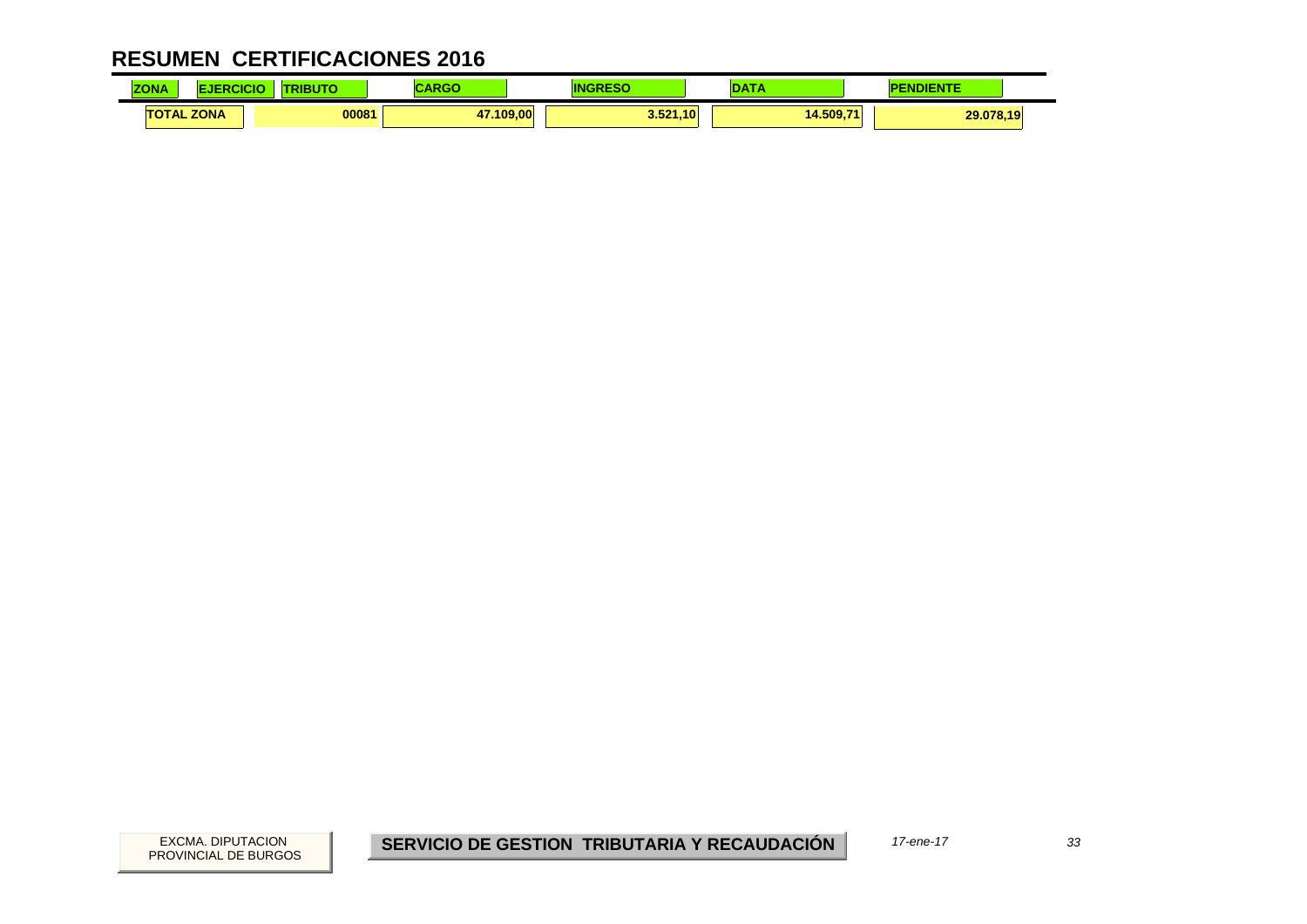# RESUMEN CERTIFICACIONES 2016

| ZONA | EJERCICIO | TRIBUTO | CARGO | INGRESO | DATA | PENDIENTE |
|---|---|---|---|---|---|---|
| TOTAL ZONA | | 00081 | 47.109,00 | 3.521,10 | 14.509,71 | 29.078,19 |

EXCMA. DIPUTACION PROVINCIAL DE BURGOS

**SERVICIO DE GESTION TRIBUTARIA Y RECAUDACIÓN**

*17-ene-17*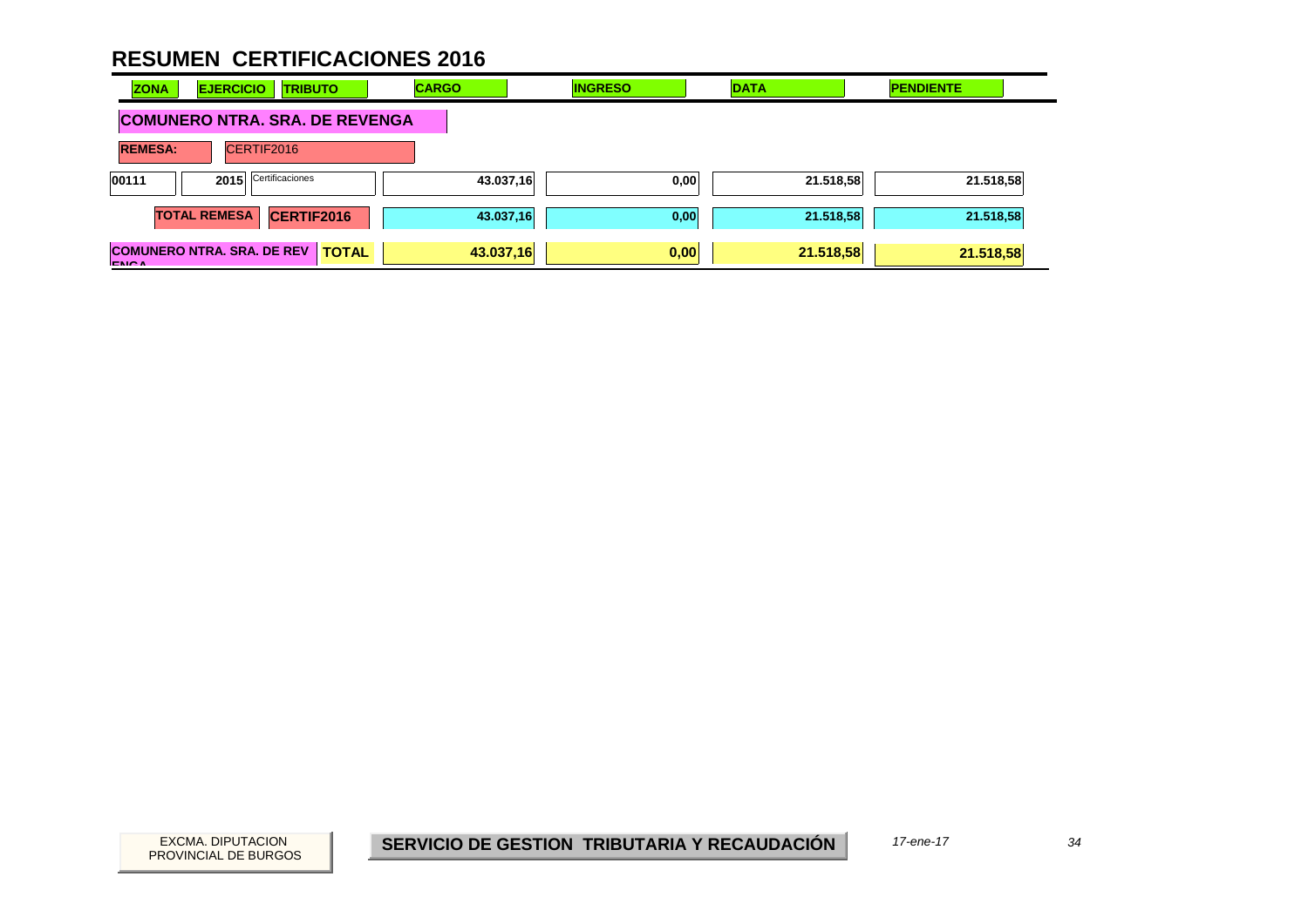# RESUMEN CERTIFICACIONES 2016

| ZONA | EJERCICIO | TRIBUTO | CARGO | INGRESO | DATA | PENDIENTE |
|---|---|---|---|---|---|---|
| **COMUNERO NTRA. SRA. DE REVENGA** | | | | | | |
| **REMESA:** | CERTIF2016 | | | | | |
| 00111 | 2015 | Certificaciones | 43.037,16 | 0,00 | 21.518,58 | 21.518,58 |
| | **TOTAL REMESA** | **CERTIF2016** | 43.037,16 | 0,00 | 21.518,58 | 21.518,58 |
| **COMUNERO NTRA. SRA. DE REVENGA** | | **TOTAL** | **43.037,16** | **0,00** | **21.518,58** | **21.518,58** |

EXCMA. DIPUTACION PROVINCIAL DE BURGOS

**SERVICIO DE GESTION TRIBUTARIA Y RECAUDACIÓN**

*17-ene-17*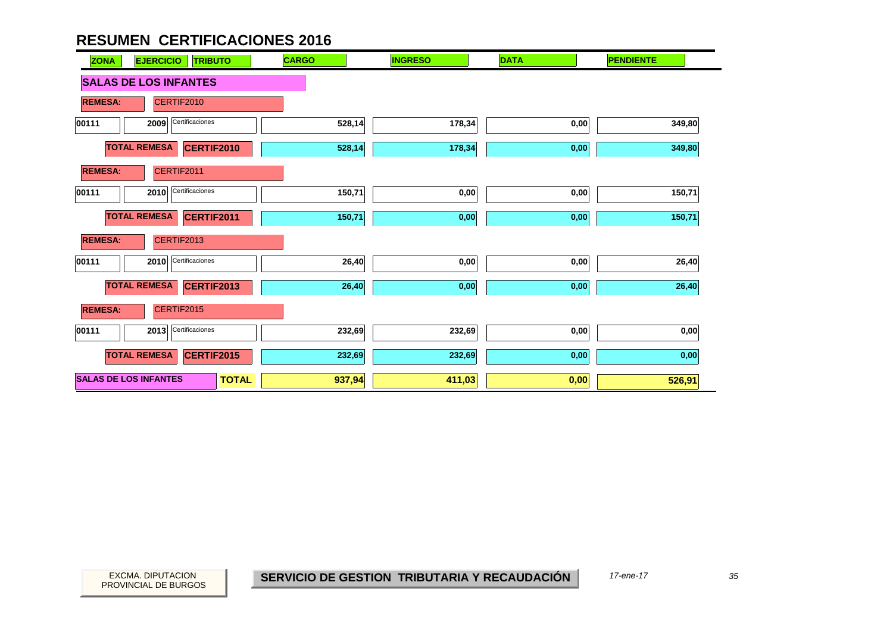# RESUMEN CERTIFICACIONES 2016

| ZONA | EJERCICIO | TRIBUTO | CARGO | INGRESO | DATA | PENDIENTE |
|---|---|---|---|---|---|---|
| **SALAS DE LOS INFANTES** | | | | | | |
| **REMESA:** | CERTIF2010 | | | | | |
| 00111 | 2009 | Certificaciones | 528,14 | 178,34 | 0,00 | 349,80 |
| | **TOTAL REMESA** | **CERTIF2010** | 528,14 | 178,34 | 0,00 | 349,80 |
| **REMESA:** | CERTIF2011 | | | | | |
| 00111 | 2010 | Certificaciones | 150,71 | 0,00 | 0,00 | 150,71 |
| | **TOTAL REMESA** | **CERTIF2011** | 150,71 | 0,00 | 0,00 | 150,71 |
| **REMESA:** | CERTIF2013 | | | | | |
| 00111 | 2010 | Certificaciones | 26,40 | 0,00 | 0,00 | 26,40 |
| | **TOTAL REMESA** | **CERTIF2013** | 26,40 | 0,00 | 0,00 | 26,40 |
| **REMESA:** | CERTIF2015 | | | | | |
| 00111 | 2013 | Certificaciones | 232,69 | 232,69 | 0,00 | 0,00 |
| | **TOTAL REMESA** | **CERTIF2015** | 232,69 | 232,69 | 0,00 | 0,00 |
| **SALAS DE LOS INFANTES** | | **TOTAL** | **937,94** | **411,03** | **0,00** | **526,91** |

EXCMA. DIPUTACION PROVINCIAL DE BURGOS

**SERVICIO DE GESTION TRIBUTARIA Y RECAUDACIÓN**

*17-ene-17*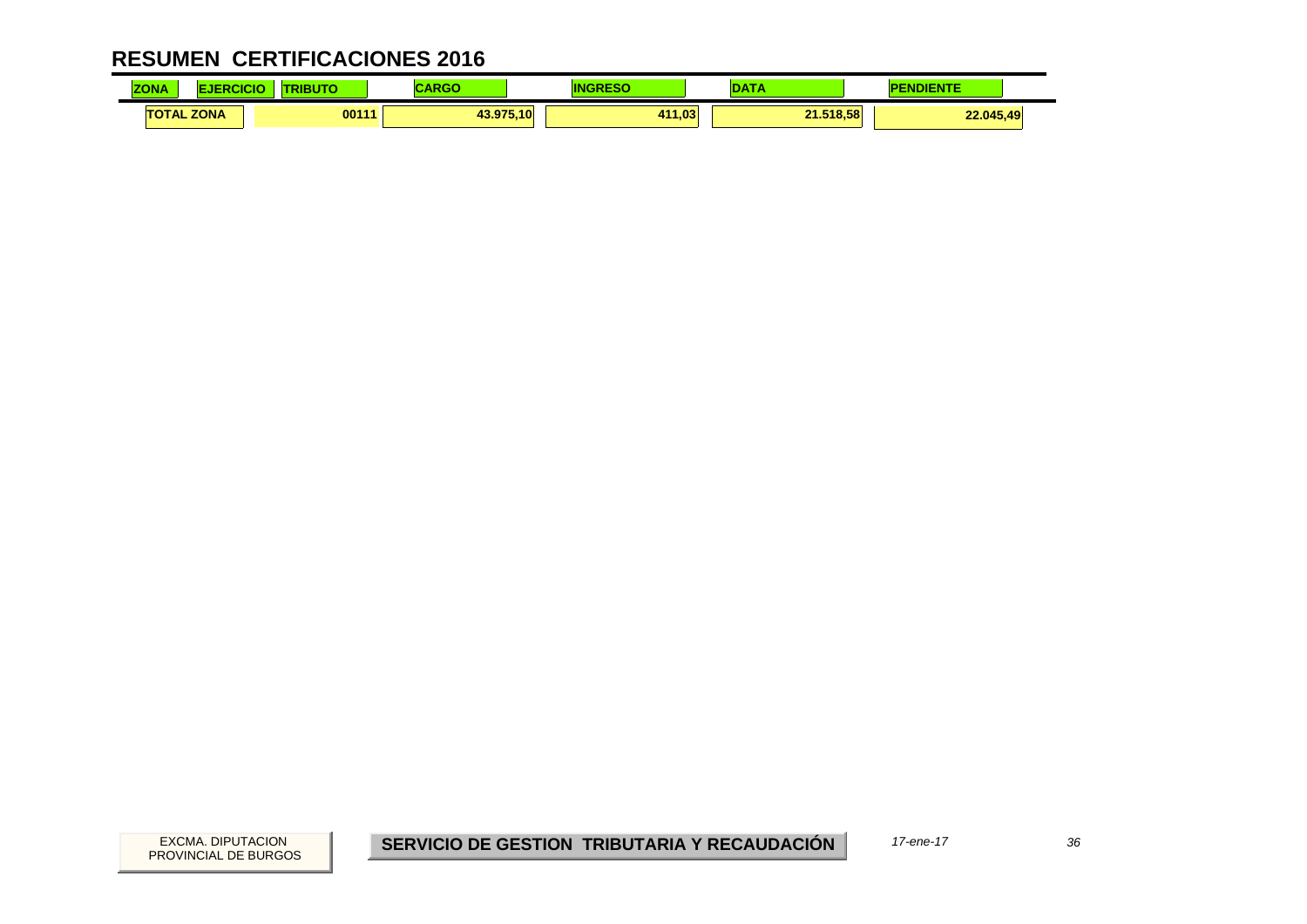# RESUMEN CERTIFICACIONES 2016

| ZONA | EJERCICIO | TRIBUTO | CARGO | INGRESO | DATA | PENDIENTE |
|---|---|---|---|---|---|---|
| TOTAL ZONA | | 00111 | 43.975,10 | 411,03 | 21.518,58 | 22.045,49 |

EXCMA. DIPUTACION PROVINCIAL DE BURGOS

**SERVICIO DE GESTION TRIBUTARIA Y RECAUDACIÓN**

*17-ene-17*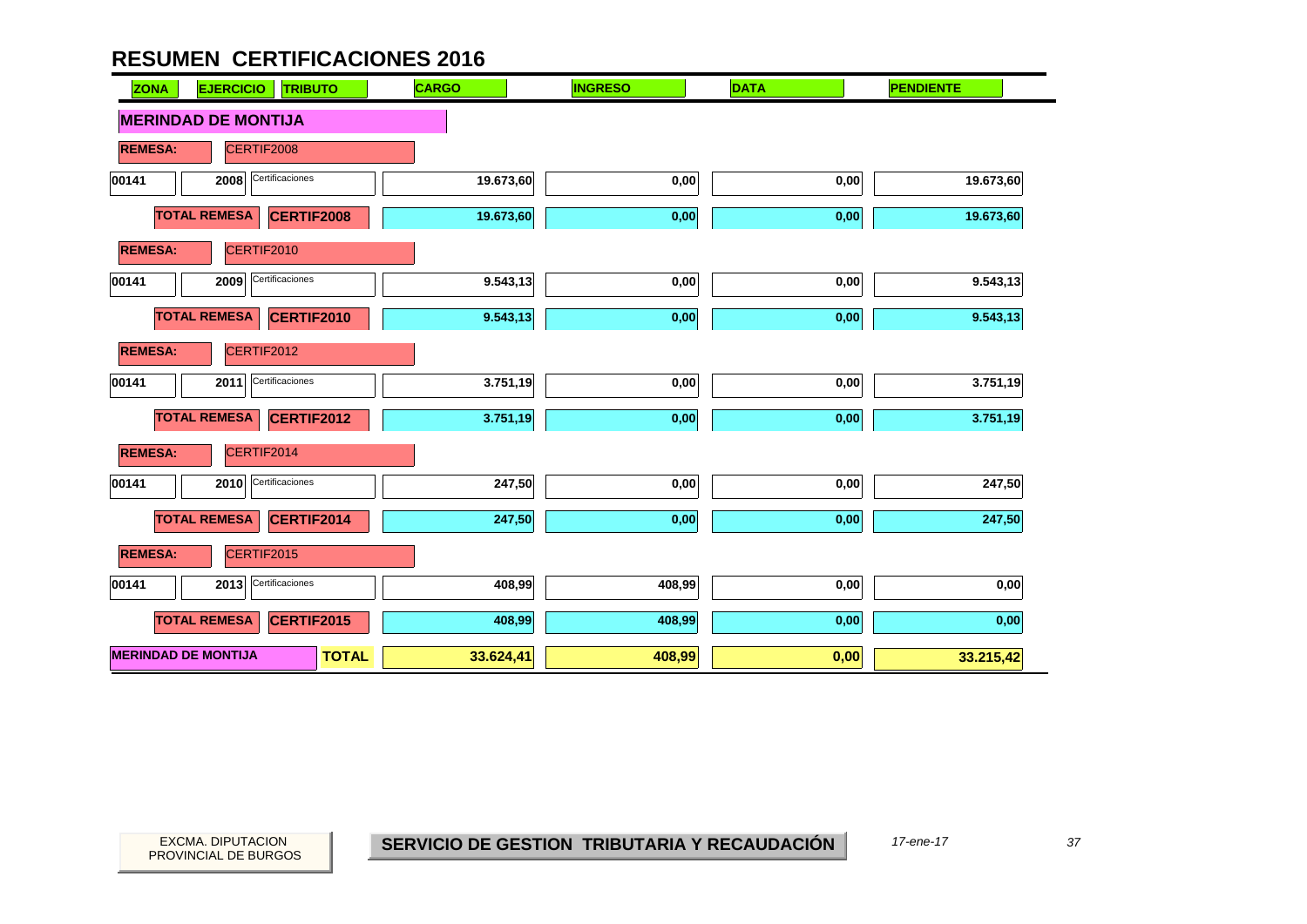# RESUMEN CERTIFICACIONES 2016

| ZONA | EJERCICIO | TRIBUTO | CARGO | INGRESO | DATA | PENDIENTE |
|---|---|---|---|---|---|---|
| **MERINDAD DE MONTIJA** | | | | | | |
| **REMESA:** | CERTIF2008 | | | | | |
| 00141 | 2008 | Certificaciones | 19.673,60 | 0,00 | 0,00 | 19.673,60 |
| | **TOTAL REMESA** | **CERTIF2008** | 19.673,60 | 0,00 | 0,00 | 19.673,60 |
| **REMESA:** | CERTIF2010 | | | | | |
| 00141 | 2009 | Certificaciones | 9.543,13 | 0,00 | 0,00 | 9.543,13 |
| | **TOTAL REMESA** | **CERTIF2010** | 9.543,13 | 0,00 | 0,00 | 9.543,13 |
| **REMESA:** | CERTIF2012 | | | | | |
| 00141 | 2011 | Certificaciones | 3.751,19 | 0,00 | 0,00 | 3.751,19 |
| | **TOTAL REMESA** | **CERTIF2012** | 3.751,19 | 0,00 | 0,00 | 3.751,19 |
| **REMESA:** | CERTIF2014 | | | | | |
| 00141 | 2010 | Certificaciones | 247,50 | 0,00 | 0,00 | 247,50 |
| | **TOTAL REMESA** | **CERTIF2014** | 247,50 | 0,00 | 0,00 | 247,50 |
| **REMESA:** | CERTIF2015 | | | | | |
| 00141 | 2013 | Certificaciones | 408,99 | 408,99 | 0,00 | 0,00 |
| | **TOTAL REMESA** | **CERTIF2015** | 408,99 | 408,99 | 0,00 | 0,00 |
| **MERINDAD DE MONTIJA** | | **TOTAL** | **33.624,41** | **408,99** | **0,00** | **33.215,42** |

EXCMA. DIPUTACION PROVINCIAL DE BURGOS

**SERVICIO DE GESTION TRIBUTARIA Y RECAUDACIÓN**

*17-ene-17*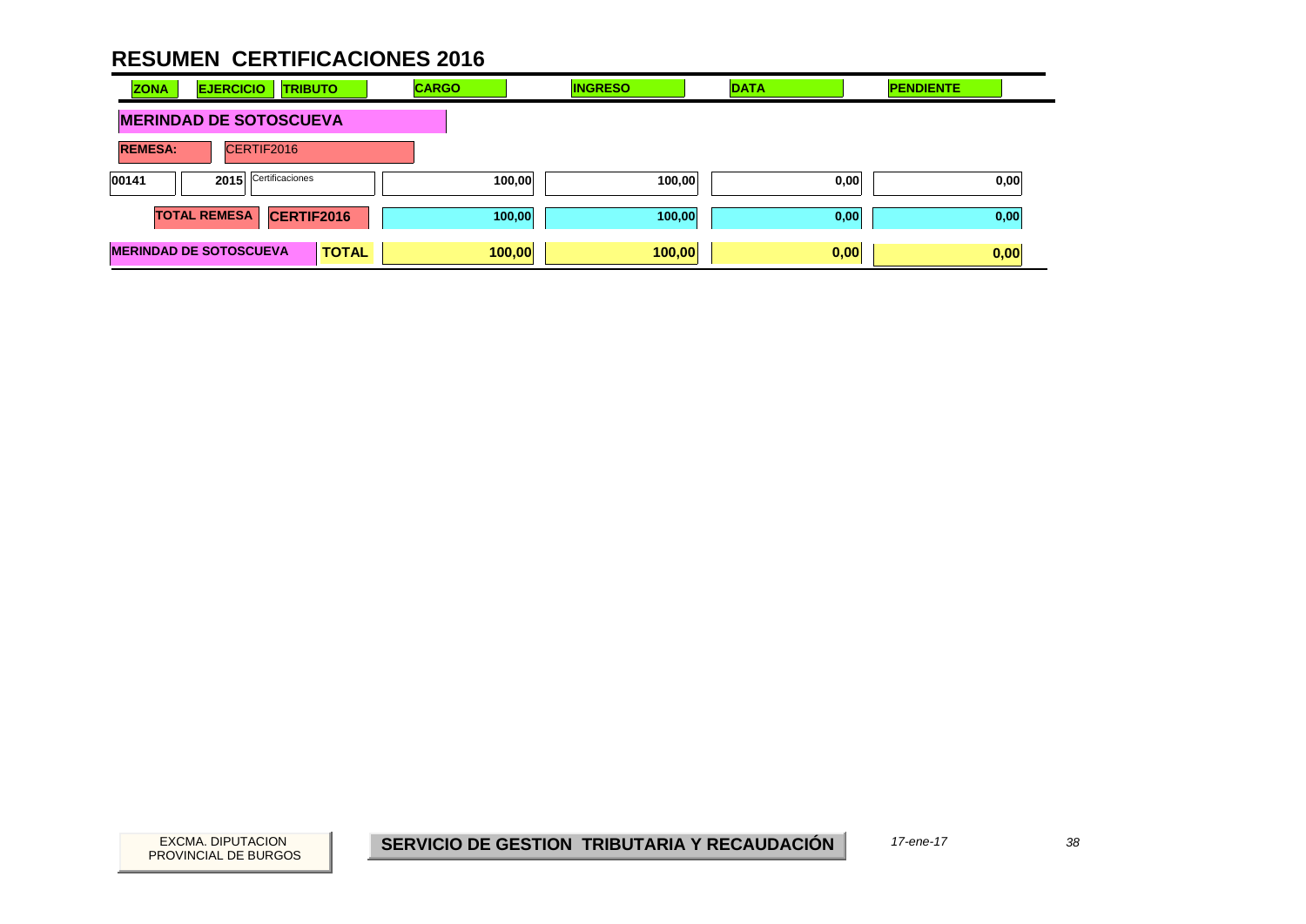# RESUMEN CERTIFICACIONES 2016

| ZONA | EJERCICIO | TRIBUTO | CARGO | INGRESO | DATA | PENDIENTE |
|---|---|---|---|---|---|---|
| **MERINDAD DE SOTOSCUEVA** | | | | | | |
| **REMESA:** | CERTIF2016 | | | | | |
| 00141 | 2015 | Certificaciones | 100,00 | 100,00 | 0,00 | 0,00 |
| **TOTAL REMESA** | **CERTIF2016** | | 100,00 | 100,00 | 0,00 | 0,00 |
| **MERINDAD DE SOTOSCUEVA** | | **TOTAL** | **100,00** | **100,00** | **0,00** | **0,00** |

EXCMA. DIPUTACION PROVINCIAL DE BURGOS

**SERVICIO DE GESTION TRIBUTARIA Y RECAUDACIÓN**

*17-ene-17*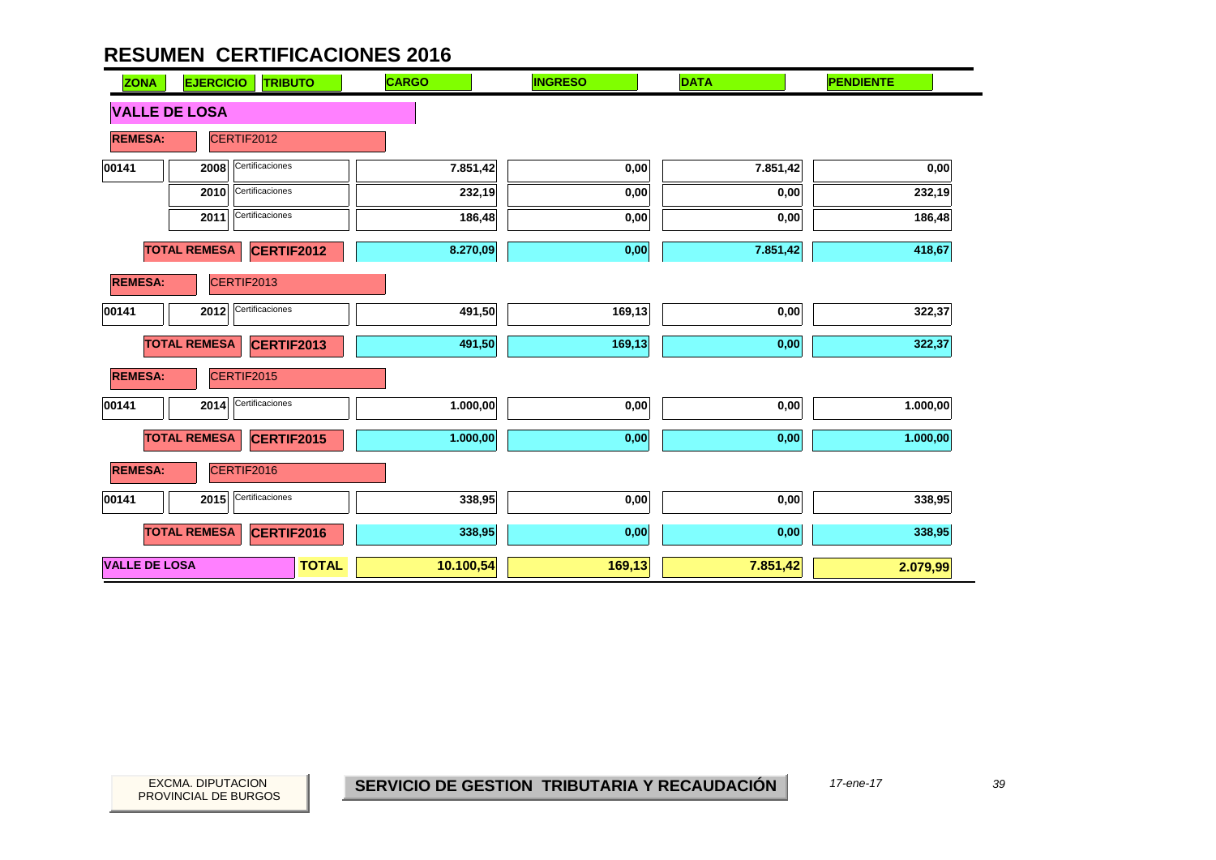# RESUMEN CERTIFICACIONES 2016

| ZONA | EJERCICIO | TRIBUTO | CARGO | INGRESO | DATA | PENDIENTE |
|---|---|---|---|---|---|---|
| **VALLE DE LOSA** | | | | | | |
| **REMESA:** | CERTIF2012 | | | | | |
| 00141 | 2008 | Certificaciones | 7.851,42 | 0,00 | 7.851,42 | 0,00 |
| | 2010 | Certificaciones | 232,19 | 0,00 | 0,00 | 232,19 |
| | 2011 | Certificaciones | 186,48 | 0,00 | 0,00 | 186,48 |
| | **TOTAL REMESA** | **CERTIF2012** | 8.270,09 | 0,00 | 7.851,42 | 418,67 |
| **REMESA:** | CERTIF2013 | | | | | |
| 00141 | 2012 | Certificaciones | 491,50 | 169,13 | 0,00 | 322,37 |
| | **TOTAL REMESA** | **CERTIF2013** | 491,50 | 169,13 | 0,00 | 322,37 |
| **REMESA:** | CERTIF2015 | | | | | |
| 00141 | 2014 | Certificaciones | 1.000,00 | 0,00 | 0,00 | 1.000,00 |
| | **TOTAL REMESA** | **CERTIF2015** | 1.000,00 | 0,00 | 0,00 | 1.000,00 |
| **REMESA:** | CERTIF2016 | | | | | |
| 00141 | 2015 | Certificaciones | 338,95 | 0,00 | 0,00 | 338,95 |
| | **TOTAL REMESA** | **CERTIF2016** | 338,95 | 0,00 | 0,00 | 338,95 |
| **VALLE DE LOSA** | | **TOTAL** | **10.100,54** | **169,13** | **7.851,42** | **2.079,99** |

EXCMA. DIPUTACION PROVINCIAL DE BURGOS

**SERVICIO DE GESTION TRIBUTARIA Y RECAUDACIÓN**

*17-ene-17*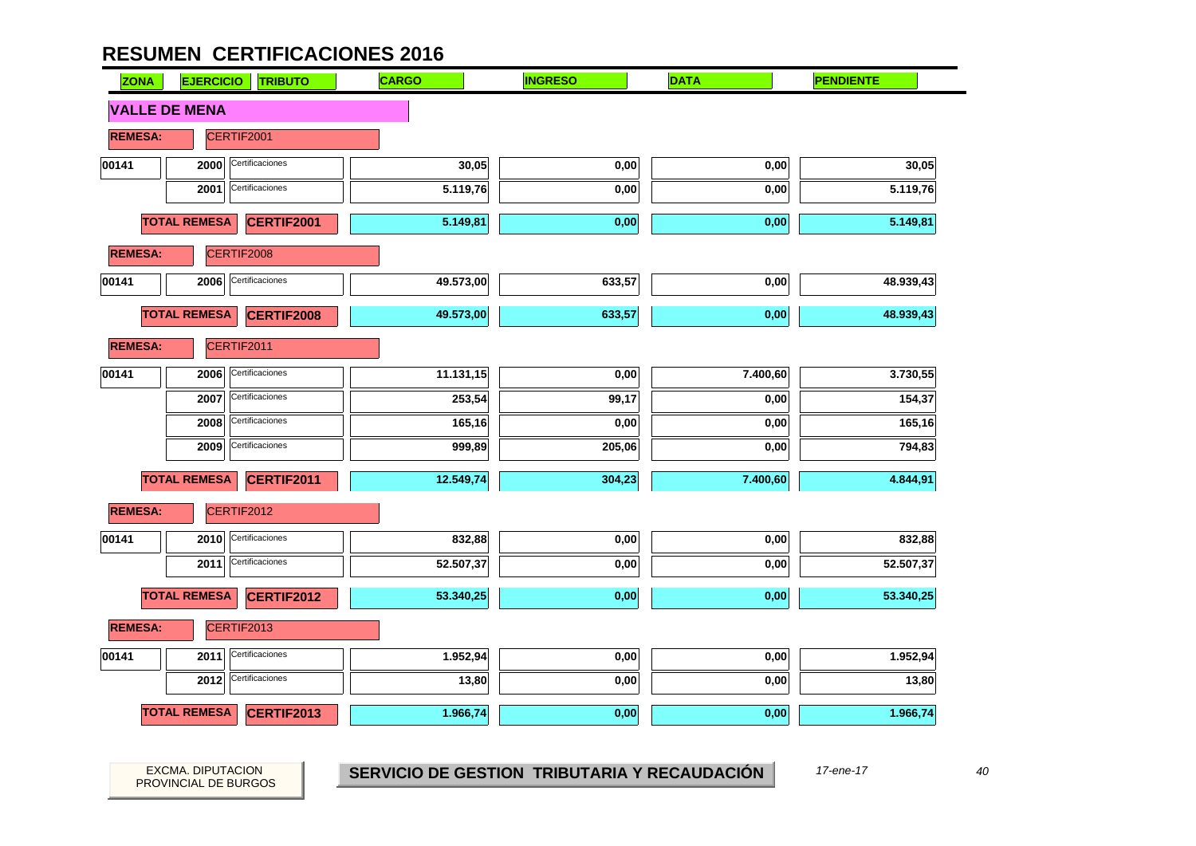# RESUMEN CERTIFICACIONES 2016

| ZONA | EJERCICIO | TRIBUTO | CARGO | INGRESO | DATA | PENDIENTE |
|---|---|---|---|---|---|---|
| **VALLE DE MENA** | | | | | | |
| **REMESA:** | CERTIF2001 | | | | | |
| 00141 | 2000 | Certificaciones | 30,05 | 0,00 | 0,00 | 30,05 |
| | 2001 | Certificaciones | 5.119,76 | 0,00 | 0,00 | 5.119,76 |
| **TOTAL REMESA** | | **CERTIF2001** | 5.149,81 | 0,00 | 0,00 | 5.149,81 |
| **REMESA:** | CERTIF2008 | | | | | |
| 00141 | 2006 | Certificaciones | 49.573,00 | 633,57 | 0,00 | 48.939,43 |
| **TOTAL REMESA** | | **CERTIF2008** | 49.573,00 | 633,57 | 0,00 | 48.939,43 |
| **REMESA:** | CERTIF2011 | | | | | |
| 00141 | 2006 | Certificaciones | 11.131,15 | 0,00 | 7.400,60 | 3.730,55 |
| | 2007 | Certificaciones | 253,54 | 99,17 | 0,00 | 154,37 |
| | 2008 | Certificaciones | 165,16 | 0,00 | 0,00 | 165,16 |
| | 2009 | Certificaciones | 999,89 | 205,06 | 0,00 | 794,83 |
| **TOTAL REMESA** | | **CERTIF2011** | 12.549,74 | 304,23 | 7.400,60 | 4.844,91 |
| **REMESA:** | CERTIF2012 | | | | | |
| 00141 | 2010 | Certificaciones | 832,88 | 0,00 | 0,00 | 832,88 |
| | 2011 | Certificaciones | 52.507,37 | 0,00 | 0,00 | 52.507,37 |
| **TOTAL REMESA** | | **CERTIF2012** | 53.340,25 | 0,00 | 0,00 | 53.340,25 |
| **REMESA:** | CERTIF2013 | | | | | |
| 00141 | 2011 | Certificaciones | 1.952,94 | 0,00 | 0,00 | 1.952,94 |
| | 2012 | Certificaciones | 13,80 | 0,00 | 0,00 | 13,80 |
| **TOTAL REMESA** | | **CERTIF2013** | 1.966,74 | 0,00 | 0,00 | 1.966,74 |

EXCMA. DIPUTACION PROVINCIAL DE BURGOS

**SERVICIO DE GESTION TRIBUTARIA Y RECAUDACIÓN**

*17-ene-17*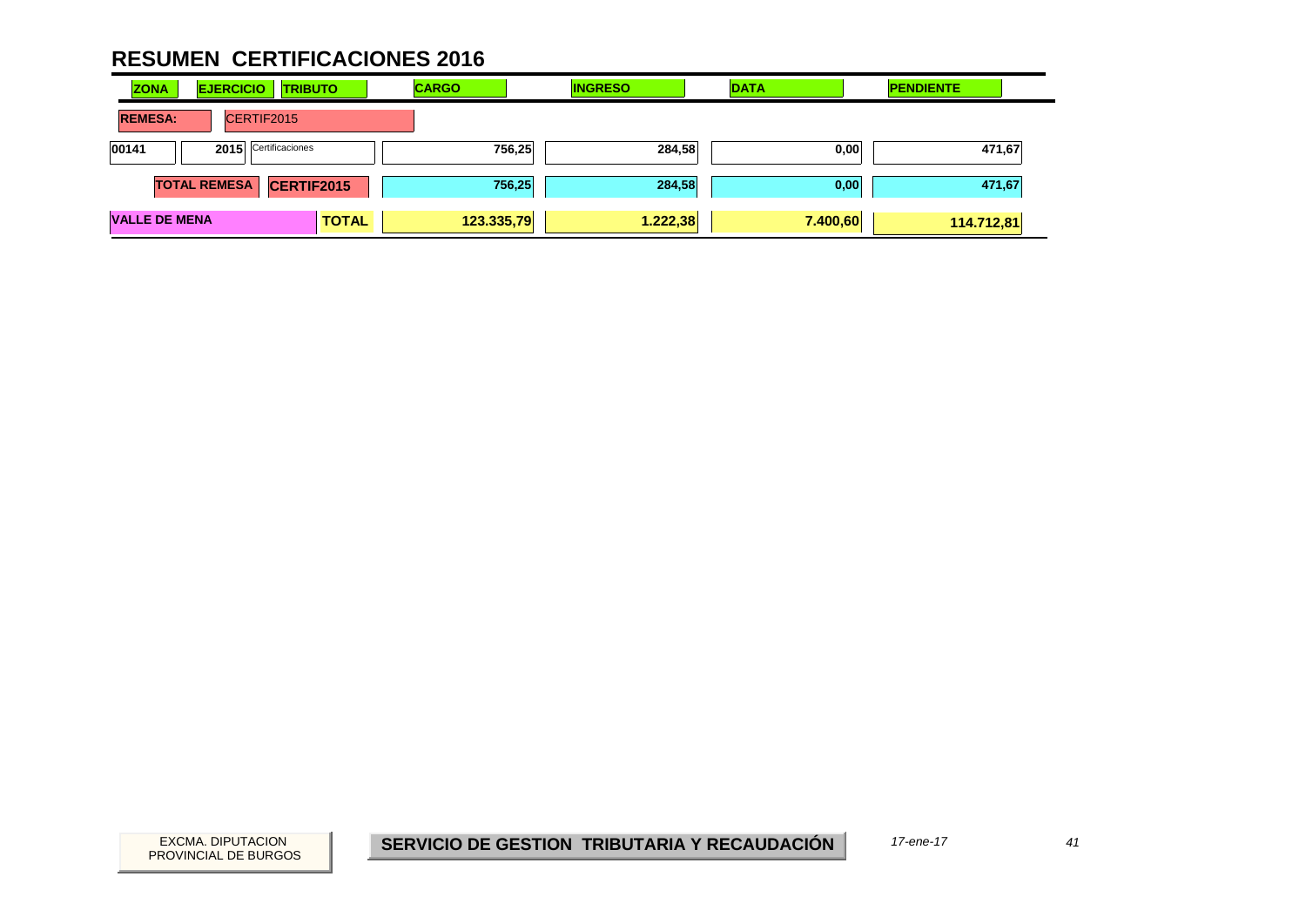# RESUMEN CERTIFICACIONES 2016

| ZONA | EJERCICIO | TRIBUTO | CARGO | INGRESO | DATA | PENDIENTE |
|---|---|---|---|---|---|---|
| **REMESA:** | CERTIF2015 | | | | | |
| 00141 | 2015 | Certificaciones | 756,25 | 284,58 | 0,00 | 471,67 |
| | **TOTAL REMESA** | **CERTIF2015** | 756,25 | 284,58 | 0,00 | 471,67 |
| **VALLE DE MENA** | | **TOTAL** | **123.335,79** | **1.222,38** | **7.400,60** | **114.712,81** |

EXCMA. DIPUTACION PROVINCIAL DE BURGOS

**SERVICIO DE GESTION TRIBUTARIA Y RECAUDACIÓN**

*17-ene-17*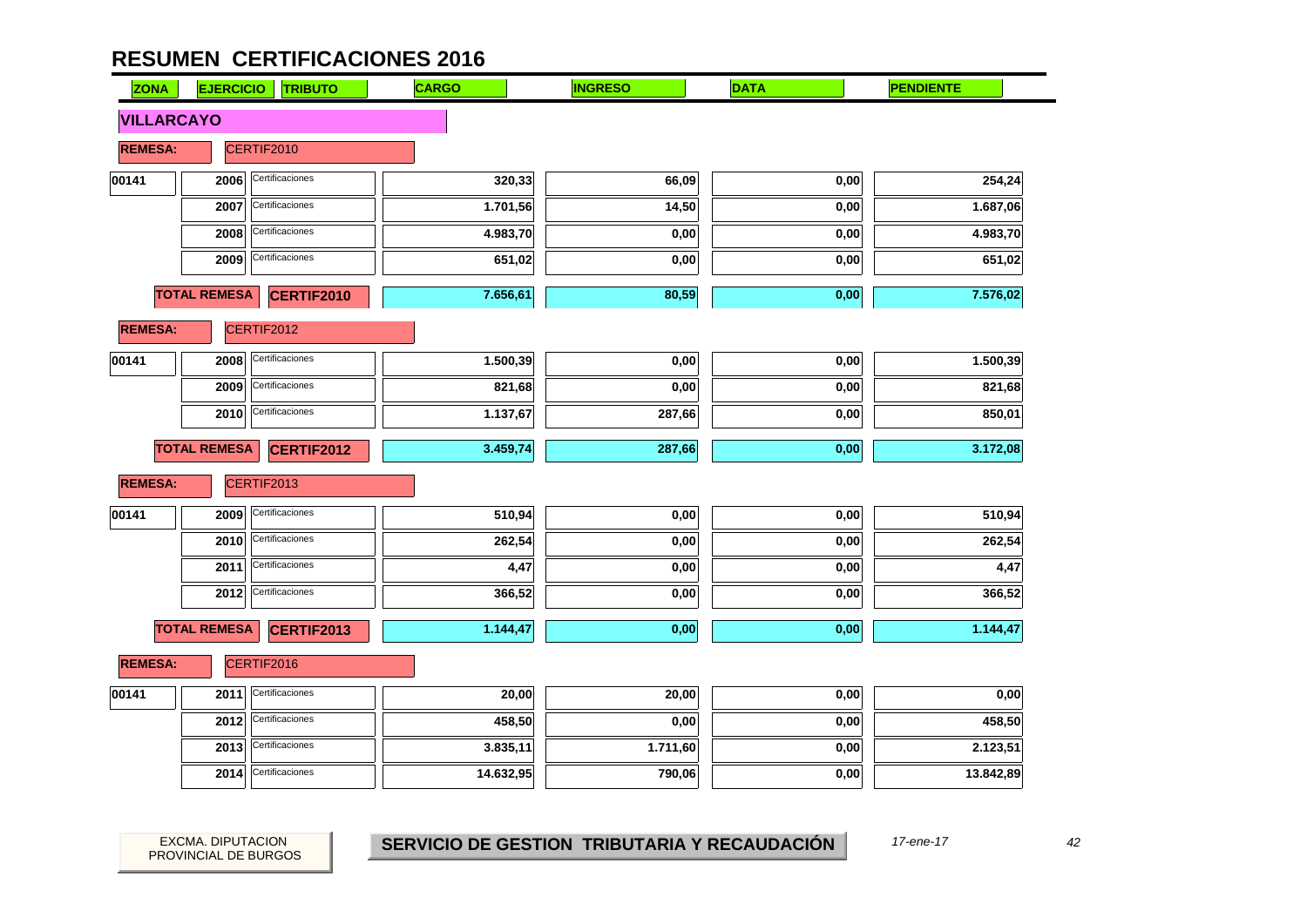# RESUMEN CERTIFICACIONES 2016

| ZONA | EJERCICIO | TRIBUTO | CARGO | INGRESO | DATA | PENDIENTE |
|---|---|---|---|---|---|---|
| **VILLARCAYO** | | | | | | |
| **REMESA:** | CERTIF2010 | | | | | |
| 00141 | 2006 | Certificaciones | 320,33 | 66,09 | 0,00 | 254,24 |
| | 2007 | Certificaciones | 1.701,56 | 14,50 | 0,00 | 1.687,06 |
| | 2008 | Certificaciones | 4.983,70 | 0,00 | 0,00 | 4.983,70 |
| | 2009 | Certificaciones | 651,02 | 0,00 | 0,00 | 651,02 |
| **TOTAL REMESA** | | **CERTIF2010** | **7.656,61** | **80,59** | **0,00** | **7.576,02** |
| **REMESA:** | CERTIF2012 | | | | | |
| 00141 | 2008 | Certificaciones | 1.500,39 | 0,00 | 0,00 | 1.500,39 |
| | 2009 | Certificaciones | 821,68 | 0,00 | 0,00 | 821,68 |
| | 2010 | Certificaciones | 1.137,67 | 287,66 | 0,00 | 850,01 |
| **TOTAL REMESA** | | **CERTIF2012** | **3.459,74** | **287,66** | **0,00** | **3.172,08** |
| **REMESA:** | CERTIF2013 | | | | | |
| 00141 | 2009 | Certificaciones | 510,94 | 0,00 | 0,00 | 510,94 |
| | 2010 | Certificaciones | 262,54 | 0,00 | 0,00 | 262,54 |
| | 2011 | Certificaciones | 4,47 | 0,00 | 0,00 | 4,47 |
| | 2012 | Certificaciones | 366,52 | 0,00 | 0,00 | 366,52 |
| **TOTAL REMESA** | | **CERTIF2013** | **1.144,47** | **0,00** | **0,00** | **1.144,47** |
| **REMESA:** | CERTIF2016 | | | | | |
| 00141 | 2011 | Certificaciones | 20,00 | 20,00 | 0,00 | 0,00 |
| | 2012 | Certificaciones | 458,50 | 0,00 | 0,00 | 458,50 |
| | 2013 | Certificaciones | 3.835,11 | 1.711,60 | 0,00 | 2.123,51 |
| | 2014 | Certificaciones | 14.632,95 | 790,06 | 0,00 | 13.842,89 |

EXCMA. DIPUTACION PROVINCIAL DE BURGOS

**SERVICIO DE GESTION TRIBUTARIA Y RECAUDACIÓN**

*17-ene-17*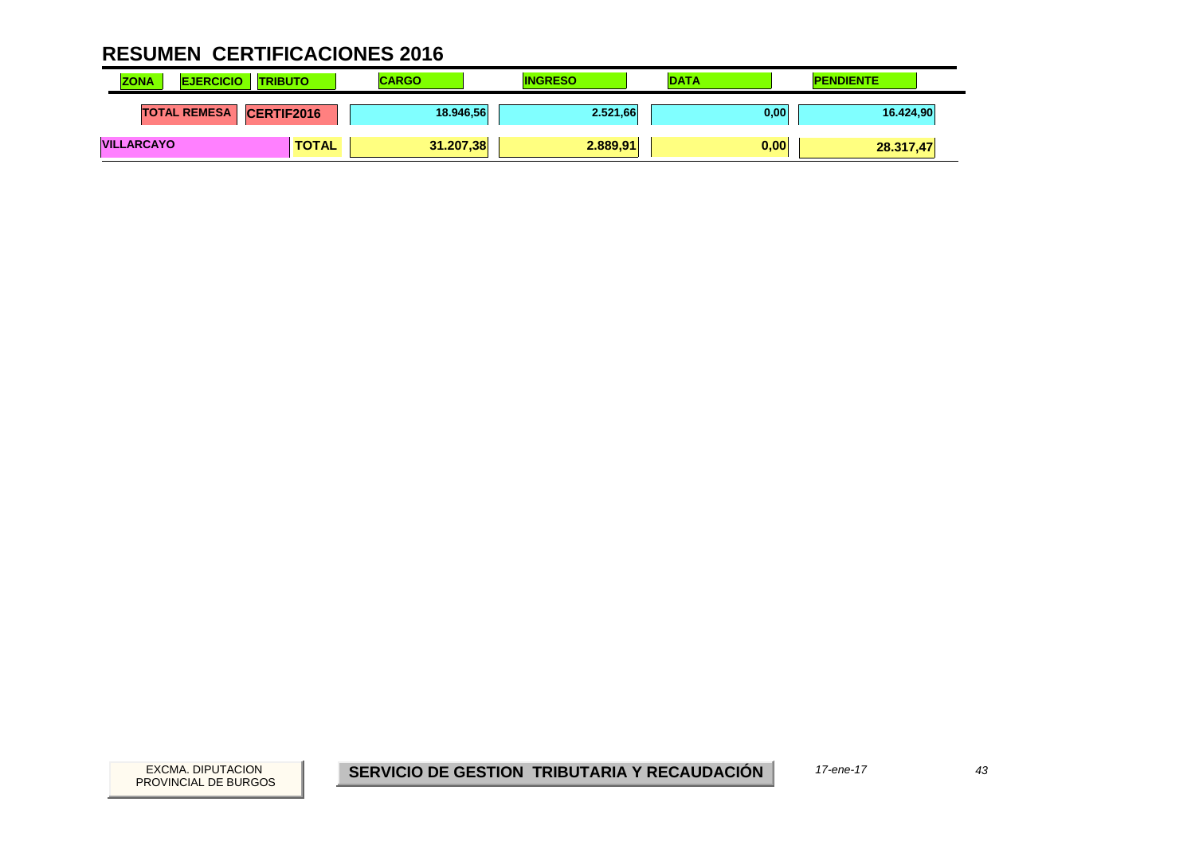# RESUMEN CERTIFICACIONES 2016

| ZONA | EJERCICIO | TRIBUTO | CARGO | INGRESO | DATA | PENDIENTE |
|---|---|---|---|---|---|---|
| | TOTAL REMESA | CERTIF2016 | 18.946,56 | 2.521,66 | 0,00 | 16.424,90 |
| VILLARCAYO | | TOTAL | 31.207,38 | 2.889,91 | 0,00 | 28.317,47 |

EXCMA. DIPUTACION PROVINCIAL DE BURGOS

**SERVICIO DE GESTION TRIBUTARIA Y RECAUDACIÓN**

*17-ene-17*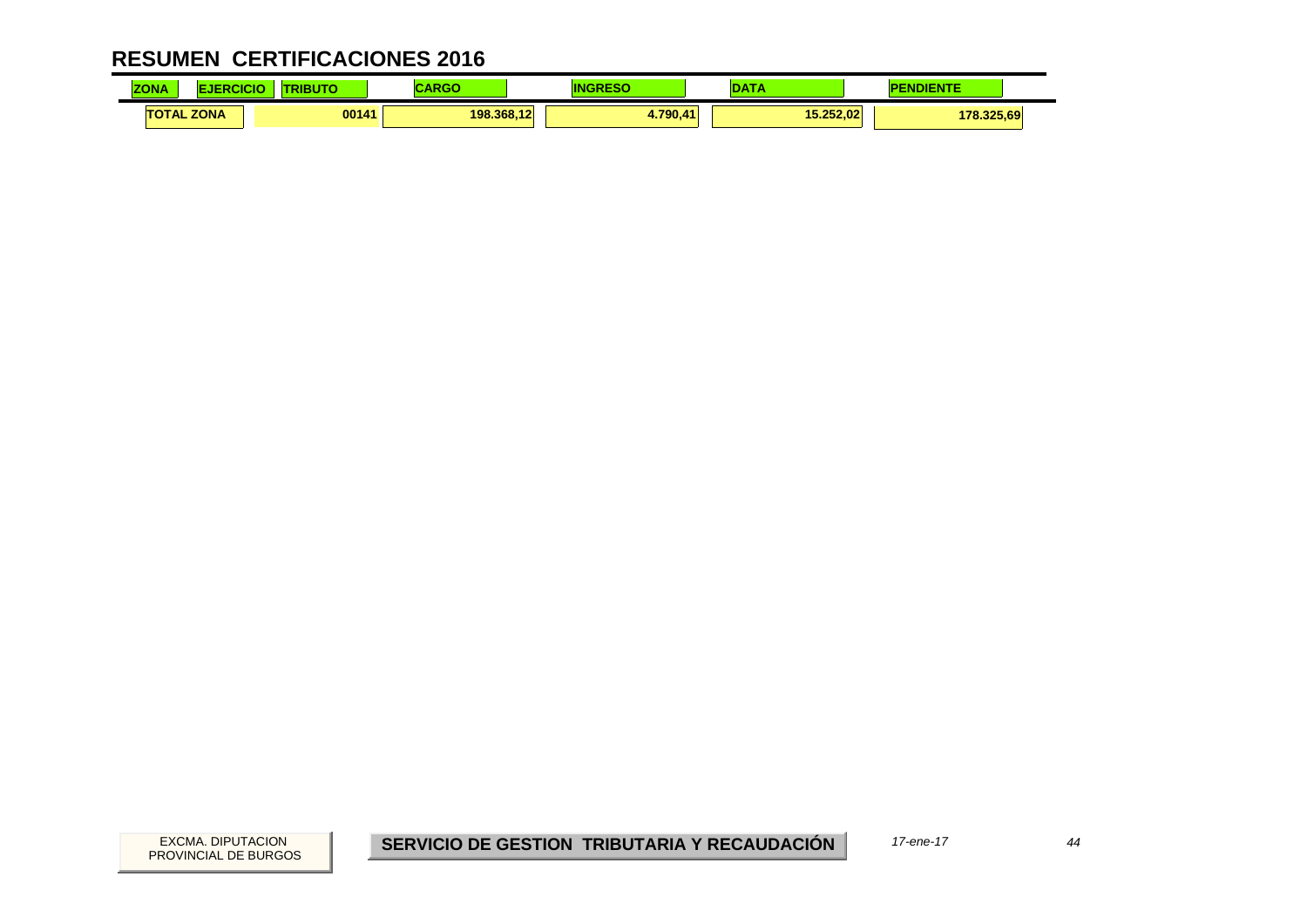# RESUMEN CERTIFICACIONES 2016

| ZONA | EJERCICIO | TRIBUTO | CARGO | INGRESO | DATA | PENDIENTE |
|---|---|---|---|---|---|---|
| TOTAL ZONA | | 00141 | 198.368,12 | 4.790,41 | 15.252,02 | 178.325,69 |

EXCMA. DIPUTACION PROVINCIAL DE BURGOS

**SERVICIO DE GESTION TRIBUTARIA Y RECAUDACIÓN**

*17-ene-17*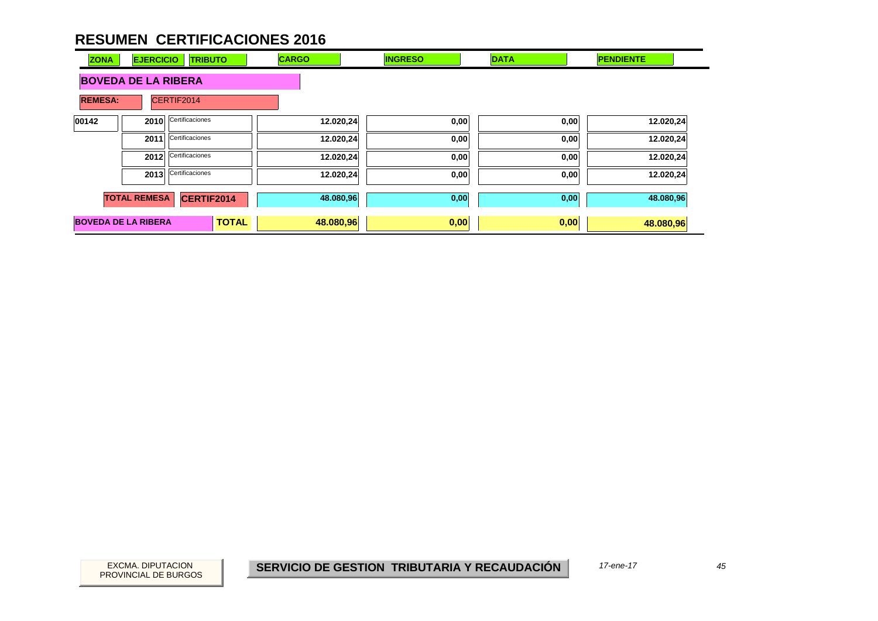# RESUMEN CERTIFICACIONES 2016

| ZONA | EJERCICIO | TRIBUTO | CARGO | INGRESO | DATA | PENDIENTE |
|---|---|---|---|---|---|---|
| **BOVEDA DE LA RIBERA** | | | | | | |
| **REMESA:** | CERTIF2014 | | | | | |
| 00142 | 2010 | Certificaciones | 12.020,24 | 0,00 | 0,00 | 12.020,24 |
| | 2011 | Certificaciones | 12.020,24 | 0,00 | 0,00 | 12.020,24 |
| | 2012 | Certificaciones | 12.020,24 | 0,00 | 0,00 | 12.020,24 |
| | 2013 | Certificaciones | 12.020,24 | 0,00 | 0,00 | 12.020,24 |
| **TOTAL REMESA** | | **CERTIF2014** | **48.080,96** | **0,00** | **0,00** | **48.080,96** |
| **BOVEDA DE LA RIBERA** | | **TOTAL** | **48.080,96** | **0,00** | **0,00** | **48.080,96** |

EXCMA. DIPUTACION PROVINCIAL DE BURGOS

**SERVICIO DE GESTION TRIBUTARIA Y RECAUDACIÓN**

*17-ene-17*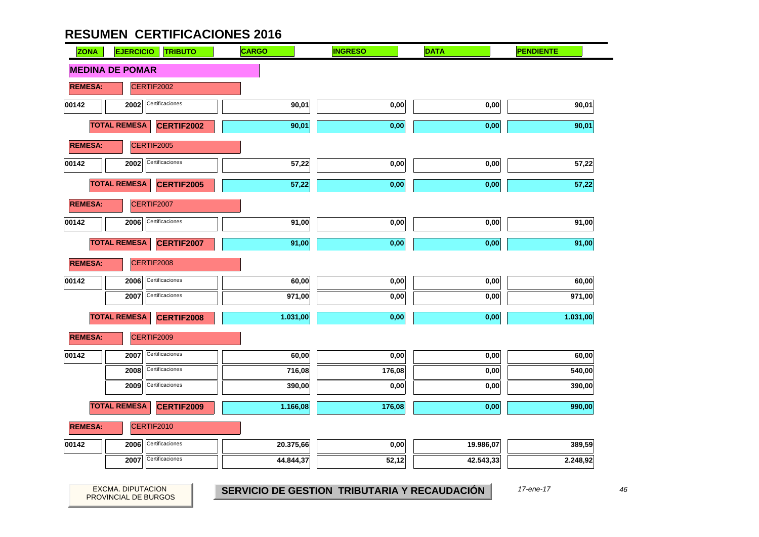# RESUMEN CERTIFICACIONES 2016

| ZONA | EJERCICIO | TRIBUTO | CARGO | INGRESO | DATA | PENDIENTE |
|---|---|---|---|---|---|---|
| **MEDINA DE POMAR** | | | | | | |
| **REMESA:** | CERTIF2002 | | | | | |
| 00142 | 2002 | Certificaciones | 90,01 | 0,00 | 0,00 | 90,01 |
| **TOTAL REMESA** | **CERTIF2002** | | 90,01 | 0,00 | 0,00 | 90,01 |
| **REMESA:** | CERTIF2005 | | | | | |
| 00142 | 2002 | Certificaciones | 57,22 | 0,00 | 0,00 | 57,22 |
| **TOTAL REMESA** | **CERTIF2005** | | 57,22 | 0,00 | 0,00 | 57,22 |
| **REMESA:** | CERTIF2007 | | | | | |
| 00142 | 2006 | Certificaciones | 91,00 | 0,00 | 0,00 | 91,00 |
| **TOTAL REMESA** | **CERTIF2007** | | 91,00 | 0,00 | 0,00 | 91,00 |
| **REMESA:** | CERTIF2008 | | | | | |
| 00142 | 2006 | Certificaciones | 60,00 | 0,00 | 0,00 | 60,00 |
| | 2007 | Certificaciones | 971,00 | 0,00 | 0,00 | 971,00 |
| **TOTAL REMESA** | **CERTIF2008** | | 1.031,00 | 0,00 | 0,00 | 1.031,00 |
| **REMESA:** | CERTIF2009 | | | | | |
| 00142 | 2007 | Certificaciones | 60,00 | 0,00 | 0,00 | 60,00 |
| | 2008 | Certificaciones | 716,08 | 176,08 | 0,00 | 540,00 |
| | 2009 | Certificaciones | 390,00 | 0,00 | 0,00 | 390,00 |
| **TOTAL REMESA** | **CERTIF2009** | | 1.166,08 | 176,08 | 0,00 | 990,00 |
| **REMESA:** | CERTIF2010 | | | | | |
| 00142 | 2006 | Certificaciones | 20.375,66 | 0,00 | 19.986,07 | 389,59 |
| | 2007 | Certificaciones | 44.844,37 | 52,12 | 42.543,33 | 2.248,92 |

EXCMA. DIPUTACION PROVINCIAL DE BURGOS

**SERVICIO DE GESTION TRIBUTARIA Y RECAUDACIÓN**

*17-ene-17*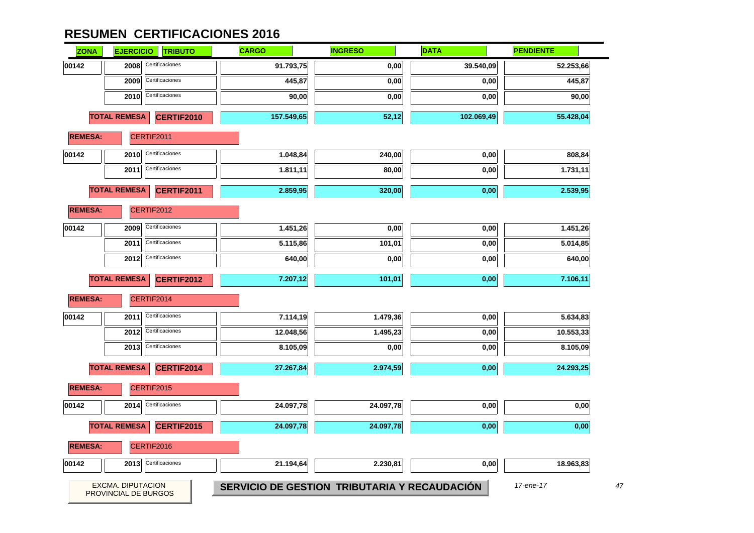# RESUMEN CERTIFICACIONES 2016

| ZONA | EJERCICIO | TRIBUTO | CARGO | INGRESO | DATA | PENDIENTE |
|---|---|---|---|---|---|---|
| 00142 | 2008 | Certificaciones | 91.793,75 | 0,00 | 39.540,09 | 52.253,66 |
| | 2009 | Certificaciones | 445,87 | 0,00 | 0,00 | 445,87 |
| | 2010 | Certificaciones | 90,00 | 0,00 | 0,00 | 90,00 |
| | **TOTAL REMESA** | **CERTIF2010** | **157.549,65** | **52,12** | **102.069,49** | **55.428,04** |
| **REMESA:** | CERTIF2011 | | | | | |
| 00142 | 2010 | Certificaciones | 1.048,84 | 240,00 | 0,00 | 808,84 |
| | 2011 | Certificaciones | 1.811,11 | 80,00 | 0,00 | 1.731,11 |
| | **TOTAL REMESA** | **CERTIF2011** | **2.859,95** | **320,00** | **0,00** | **2.539,95** |
| **REMESA:** | CERTIF2012 | | | | | |
| 00142 | 2009 | Certificaciones | 1.451,26 | 0,00 | 0,00 | 1.451,26 |
| | 2011 | Certificaciones | 5.115,86 | 101,01 | 0,00 | 5.014,85 |
| | 2012 | Certificaciones | 640,00 | 0,00 | 0,00 | 640,00 |
| | **TOTAL REMESA** | **CERTIF2012** | **7.207,12** | **101,01** | **0,00** | **7.106,11** |
| **REMESA:** | CERTIF2014 | | | | | |
| 00142 | 2011 | Certificaciones | 7.114,19 | 1.479,36 | 0,00 | 5.634,83 |
| | 2012 | Certificaciones | 12.048,56 | 1.495,23 | 0,00 | 10.553,33 |
| | 2013 | Certificaciones | 8.105,09 | 0,00 | 0,00 | 8.105,09 |
| | **TOTAL REMESA** | **CERTIF2014** | **27.267,84** | **2.974,59** | **0,00** | **24.293,25** |
| **REMESA:** | CERTIF2015 | | | | | |
| 00142 | 2014 | Certificaciones | 24.097,78 | 24.097,78 | 0,00 | 0,00 |
| | **TOTAL REMESA** | **CERTIF2015** | **24.097,78** | **24.097,78** | **0,00** | **0,00** |
| **REMESA:** | CERTIF2016 | | | | | |
| 00142 | 2013 | Certificaciones | 21.194,64 | 2.230,81 | 0,00 | 18.963,83 |

EXCMA. DIPUTACION PROVINCIAL DE BURGOS

**SERVICIO DE GESTION TRIBUTARIA Y RECAUDACIÓN**

*17-ene-17*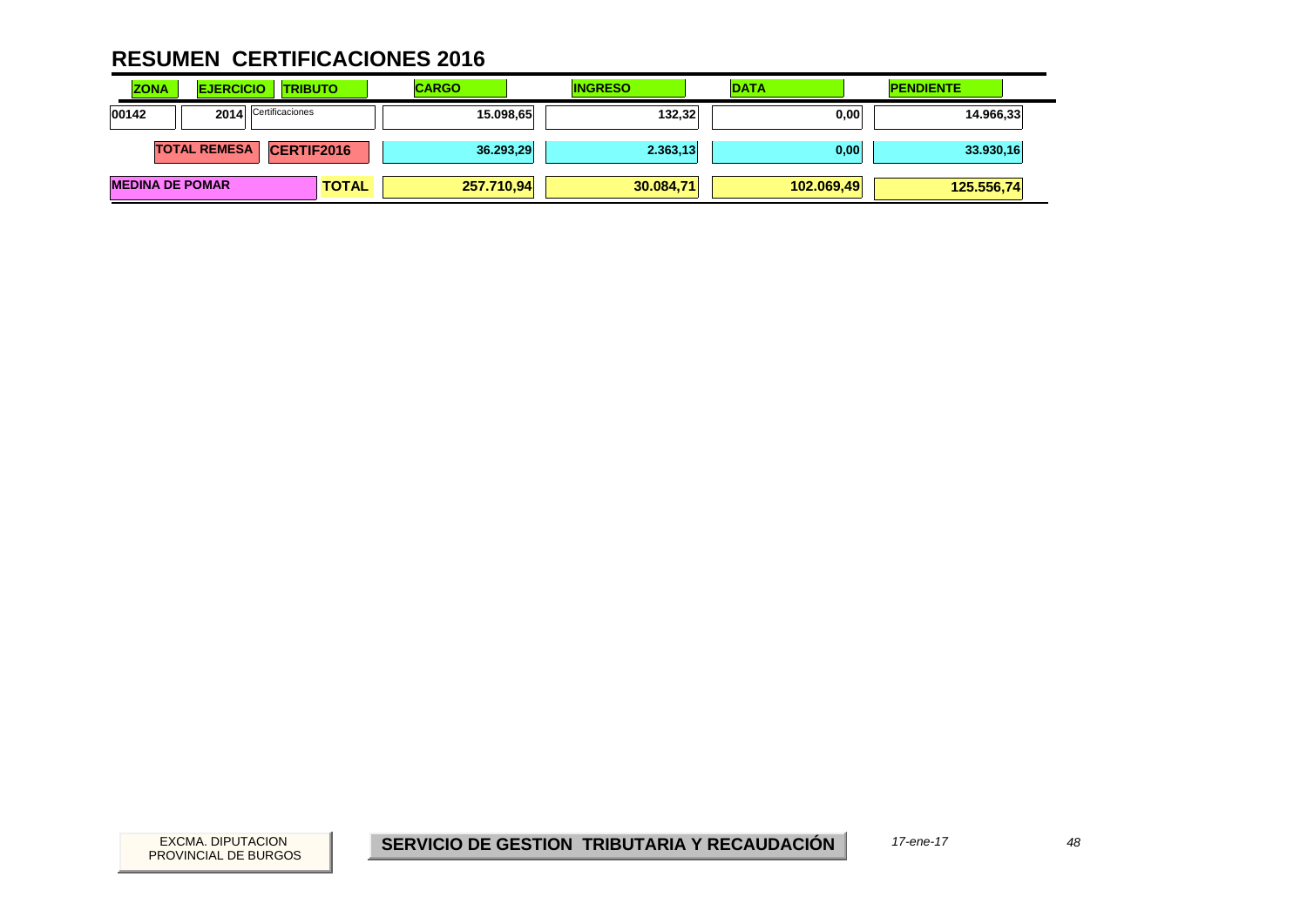# RESUMEN CERTIFICACIONES 2016

| ZONA | EJERCICIO | TRIBUTO | CARGO | INGRESO | DATA | PENDIENTE |
|---|---|---|---|---|---|---|
| 00142 | 2014 | Certificaciones | 15.098,65 | 132,32 | 0,00 | 14.966,33 |
| | TOTAL REMESA | CERTIF2016 | 36.293,29 | 2.363,13 | 0,00 | 33.930,16 |
| MEDINA DE POMAR | | TOTAL | 257.710,94 | 30.084,71 | 102.069,49 | 125.556,74 |

EXCMA. DIPUTACION PROVINCIAL DE BURGOS

**SERVICIO DE GESTION TRIBUTARIA Y RECAUDACIÓN**

*17-ene-17*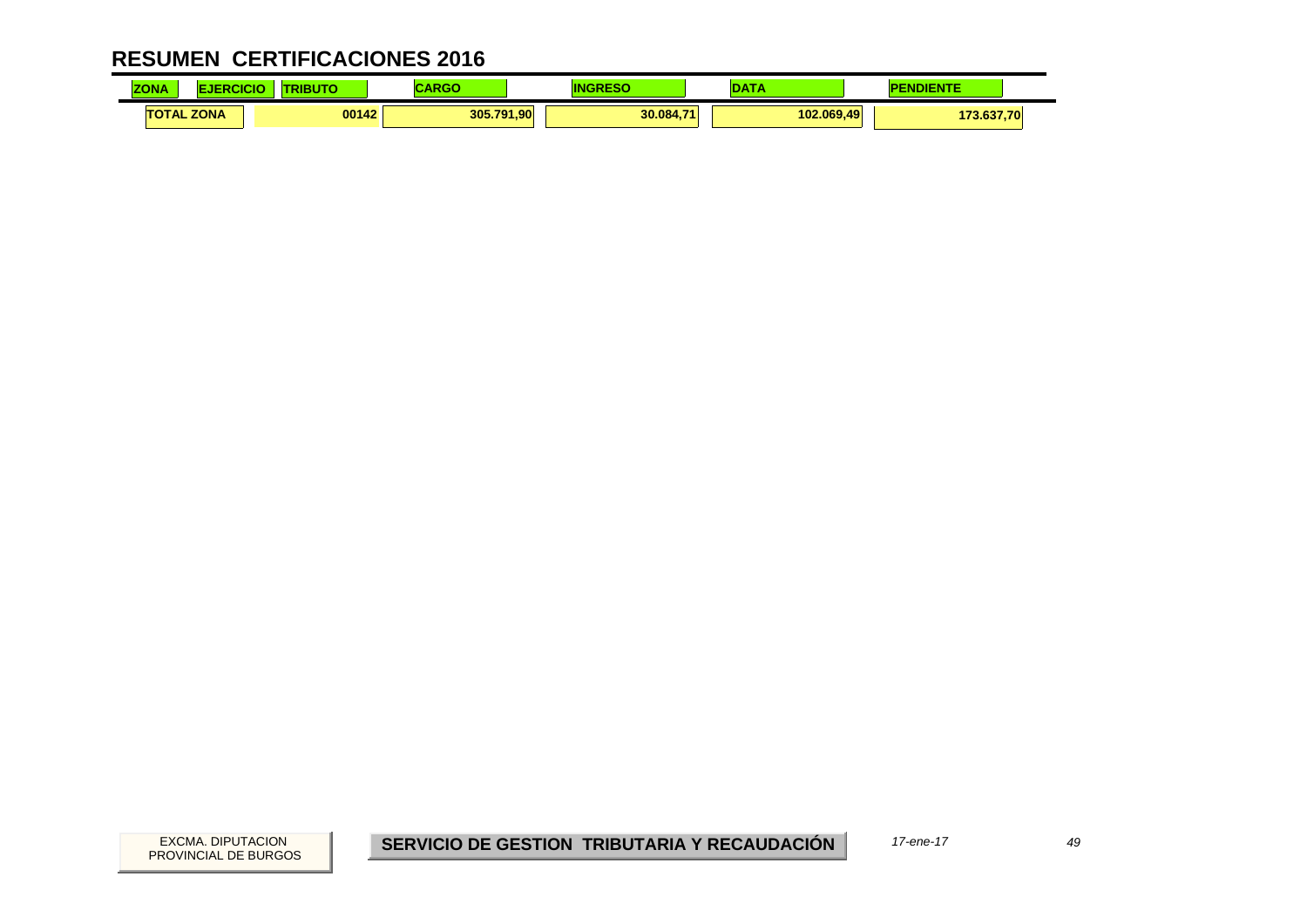# RESUMEN CERTIFICACIONES 2016

| ZONA | EJERCICIO | TRIBUTO | CARGO | INGRESO | DATA | PENDIENTE |
|---|---|---|---|---|---|---|
| TOTAL ZONA | | 00142 | 305.791,90 | 30.084,71 | 102.069,49 | 173.637,70 |

EXCMA. DIPUTACION PROVINCIAL DE BURGOS

**SERVICIO DE GESTION TRIBUTARIA Y RECAUDACIÓN**

*17-ene-17*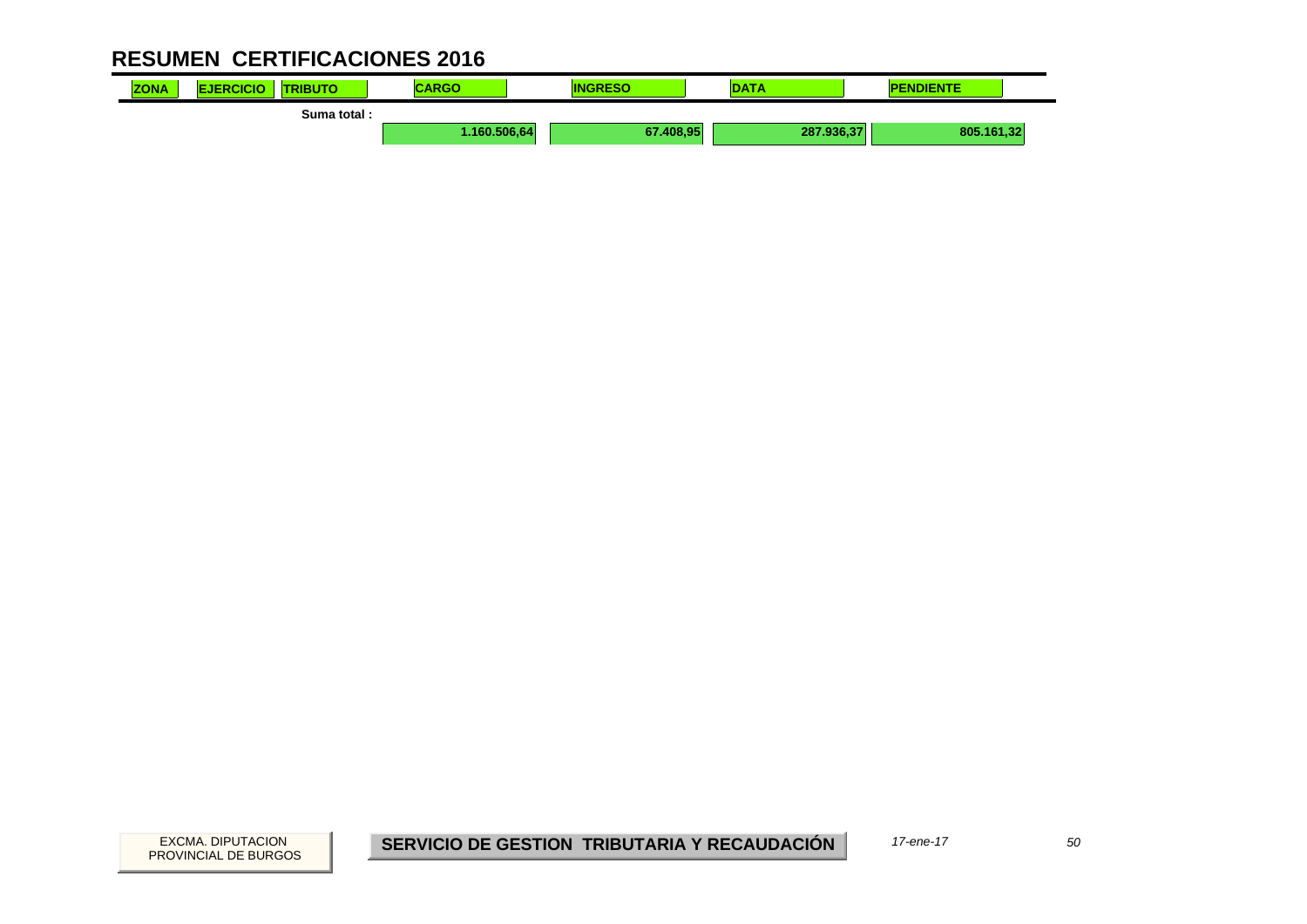# RESUMEN CERTIFICACIONES 2016

| ZONA | EJERCICIO | TRIBUTO | CARGO | INGRESO | DATA | PENDIENTE |
|---|---|---|---|---|---|---|
| | | Suma total : | 1.160.506,64 | 67.408,95 | 287.936,37 | 805.161,32 |

EXCMA. DIPUTACION PROVINCIAL DE BURGOS

**SERVICIO DE GESTION TRIBUTARIA Y RECAUDACIÓN**

*17-ene-17*